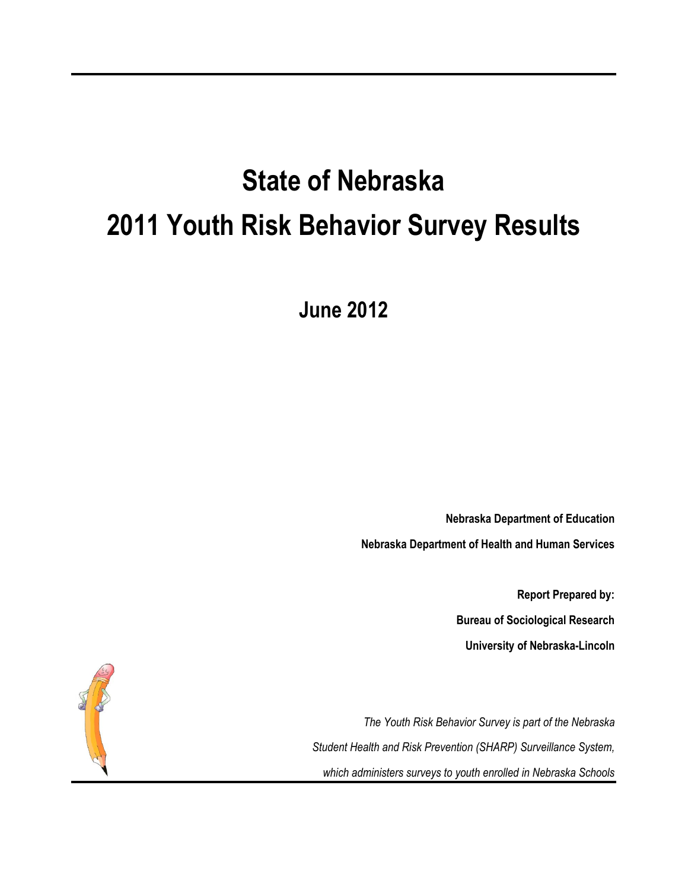# State of Nebraska
# 2011 Youth Risk Behavior Survey Results

## June 2012

**Nebraska Department of Education**

**Nebraska Department of Health and Human Services**

**Report Prepared by:**

**Bureau of Sociological Research**

**University of Nebraska-Lincoln**

*The Youth Risk Behavior Survey is part of the Nebraska Student Health and Risk Prevention (SHARP) Surveillance System, which administers surveys to youth enrolled in Nebraska Schools*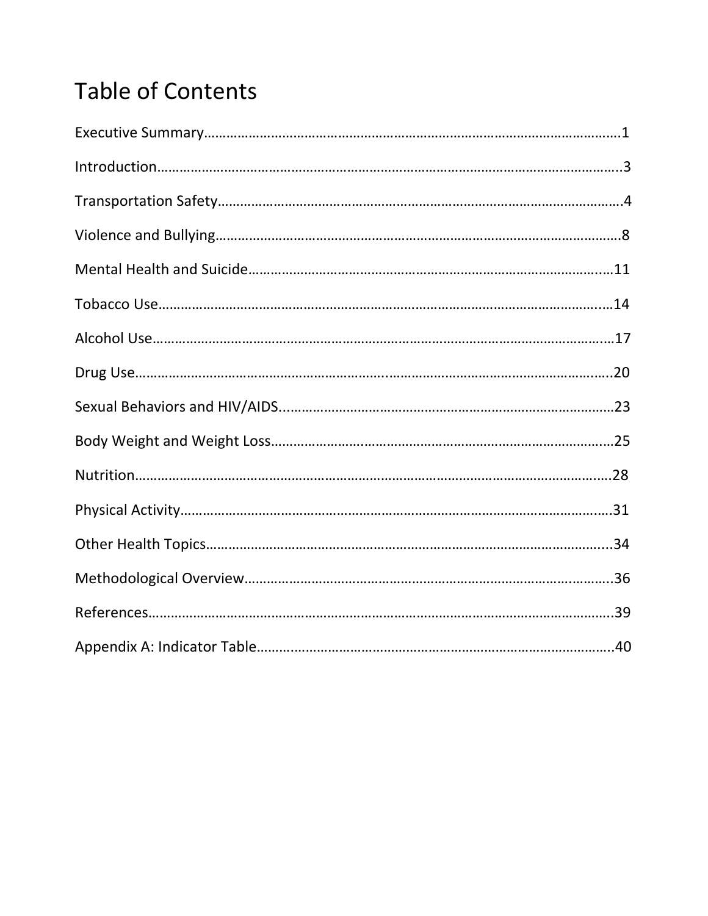# Table of Contents

Executive Summary……………………………………………………………………………………………………1

Introduction………………………………………………………………………………………………………….3

Transportation Safety……………………………………………………………………………………………4

Violence and Bullying……………………………………………………………………………………………8

Mental Health and Suicide…………………………………………………………………………………11

Tobacco Use…………………………………………………………………………………………………………14

Alcohol Use…………………………………………………………………………………………………………17

Drug Use………………………………………………………………………………………………………………20

Sexual Behaviors and HIV/AIDS……………………………………………………………………………23

Body Weight and Weight Loss………………………………………………………………………………25

Nutrition………………………………………………………………………………………………………………28

Physical Activity……………………………………………………………………………………………………31

Other Health Topics………………………………………………………………………………………………34

Methodological Overview……………………………………………………………………………………36

References……………………………………………………………………………………………………………39

Appendix A: Indicator Table…………………………………………………………………………………40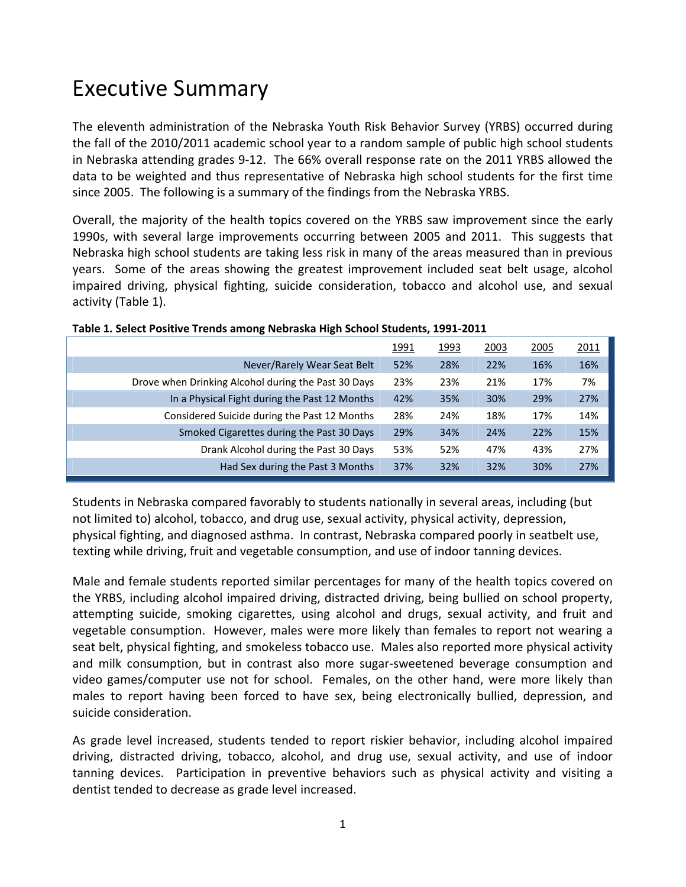# Executive Summary

The eleventh administration of the Nebraska Youth Risk Behavior Survey (YRBS) occurred during the fall of the 2010/2011 academic school year to a random sample of public high school students in Nebraska attending grades 9-12. The 66% overall response rate on the 2011 YRBS allowed the data to be weighted and thus representative of Nebraska high school students for the first time since 2005. The following is a summary of the findings from the Nebraska YRBS.

Overall, the majority of the health topics covered on the YRBS saw improvement since the early 1990s, with several large improvements occurring between 2005 and 2011. This suggests that Nebraska high school students are taking less risk in many of the areas measured than in previous years. Some of the areas showing the greatest improvement included seat belt usage, alcohol impaired driving, physical fighting, suicide consideration, tobacco and alcohol use, and sexual activity (Table 1).

**Table 1. Select Positive Trends among Nebraska High School Students, 1991-2011**

| | 1991 | 1993 | 2003 | 2005 | 2011 |
|---|---|---|---|---|---|
| Never/Rarely Wear Seat Belt | 52% | 28% | 22% | 16% | 16% |
| Drove when Drinking Alcohol during the Past 30 Days | 23% | 23% | 21% | 17% | 7% |
| In a Physical Fight during the Past 12 Months | 42% | 35% | 30% | 29% | 27% |
| Considered Suicide during the Past 12 Months | 28% | 24% | 18% | 17% | 14% |
| Smoked Cigarettes during the Past 30 Days | 29% | 34% | 24% | 22% | 15% |
| Drank Alcohol during the Past 30 Days | 53% | 52% | 47% | 43% | 27% |
| Had Sex during the Past 3 Months | 37% | 32% | 32% | 30% | 27% |

Students in Nebraska compared favorably to students nationally in several areas, including (but not limited to) alcohol, tobacco, and drug use, sexual activity, physical activity, depression, physical fighting, and diagnosed asthma. In contrast, Nebraska compared poorly in seatbelt use, texting while driving, fruit and vegetable consumption, and use of indoor tanning devices.

Male and female students reported similar percentages for many of the health topics covered on the YRBS, including alcohol impaired driving, distracted driving, being bullied on school property, attempting suicide, smoking cigarettes, using alcohol and drugs, sexual activity, and fruit and vegetable consumption. However, males were more likely than females to report not wearing a seat belt, physical fighting, and smokeless tobacco use. Males also reported more physical activity and milk consumption, but in contrast also more sugar-sweetened beverage consumption and video games/computer use not for school. Females, on the other hand, were more likely than males to report having been forced to have sex, being electronically bullied, depression, and suicide consideration.

As grade level increased, students tended to report riskier behavior, including alcohol impaired driving, distracted driving, tobacco, alcohol, and drug use, sexual activity, and use of indoor tanning devices. Participation in preventive behaviors such as physical activity and visiting a dentist tended to decrease as grade level increased.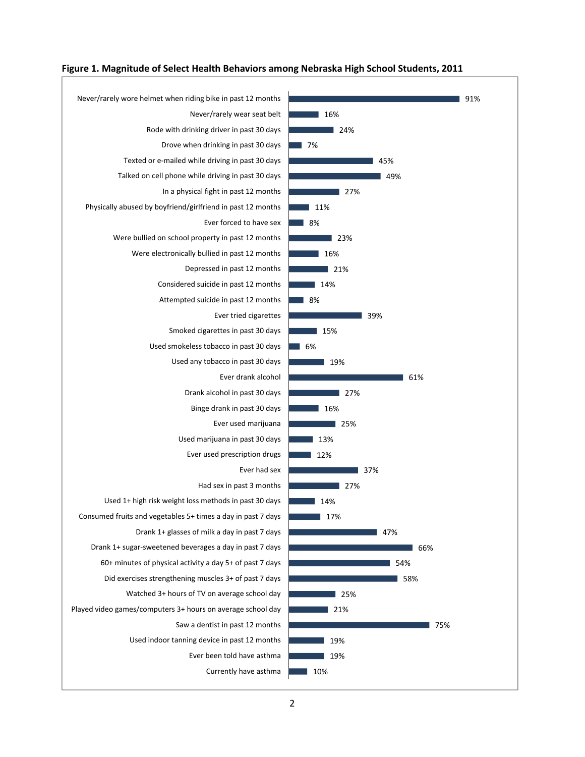**Figure 1. Magnitude of Select Health Behaviors among Nebraska High School Students, 2011**

| Health Behavior | Percent |
|---|---|
| Never/rarely wore helmet when riding bike in past 12 months | 91% |
| Never/rarely wear seat belt | 16% |
| Rode with drinking driver in past 30 days | 24% |
| Drove when drinking in past 30 days | 7% |
| Texted or e-mailed while driving in past 30 days | 45% |
| Talked on cell phone while driving in past 30 days | 49% |
| In a physical fight in past 12 months | 27% |
| Physically abused by boyfriend/girlfriend in past 12 months | 11% |
| Ever forced to have sex | 8% |
| Were bullied on school property in past 12 months | 23% |
| Were electronically bullied in past 12 months | 16% |
| Depressed in past 12 months | 21% |
| Considered suicide in past 12 months | 14% |
| Attempted suicide in past 12 months | 8% |
| Ever tried cigarettes | 39% |
| Smoked cigarettes in past 30 days | 15% |
| Used smokeless tobacco in past 30 days | 6% |
| Used any tobacco in past 30 days | 19% |
| Ever drank alcohol | 61% |
| Drank alcohol in past 30 days | 27% |
| Binge drank in past 30 days | 16% |
| Ever used marijuana | 25% |
| Used marijuana in past 30 days | 13% |
| Ever used prescription drugs | 12% |
| Ever had sex | 37% |
| Had sex in past 3 months | 27% |
| Used 1+ high risk weight loss methods in past 30 days | 14% |
| Consumed fruits and vegetables 5+ times a day in past 7 days | 17% |
| Drank 1+ glasses of milk a day in past 7 days | 47% |
| Drank 1+ sugar-sweetened beverages a day in past 7 days | 66% |
| 60+ minutes of physical activity a day 5+ of past 7 days | 54% |
| Did exercises strengthening muscles 3+ of past 7 days | 58% |
| Watched 3+ hours of TV on average school day | 25% |
| Played video games/computers 3+ hours on average school day | 21% |
| Saw a dentist in past 12 months | 75% |
| Used indoor tanning device in past 12 months | 19% |
| Ever been told have asthma | 19% |
| Currently have asthma | 10% |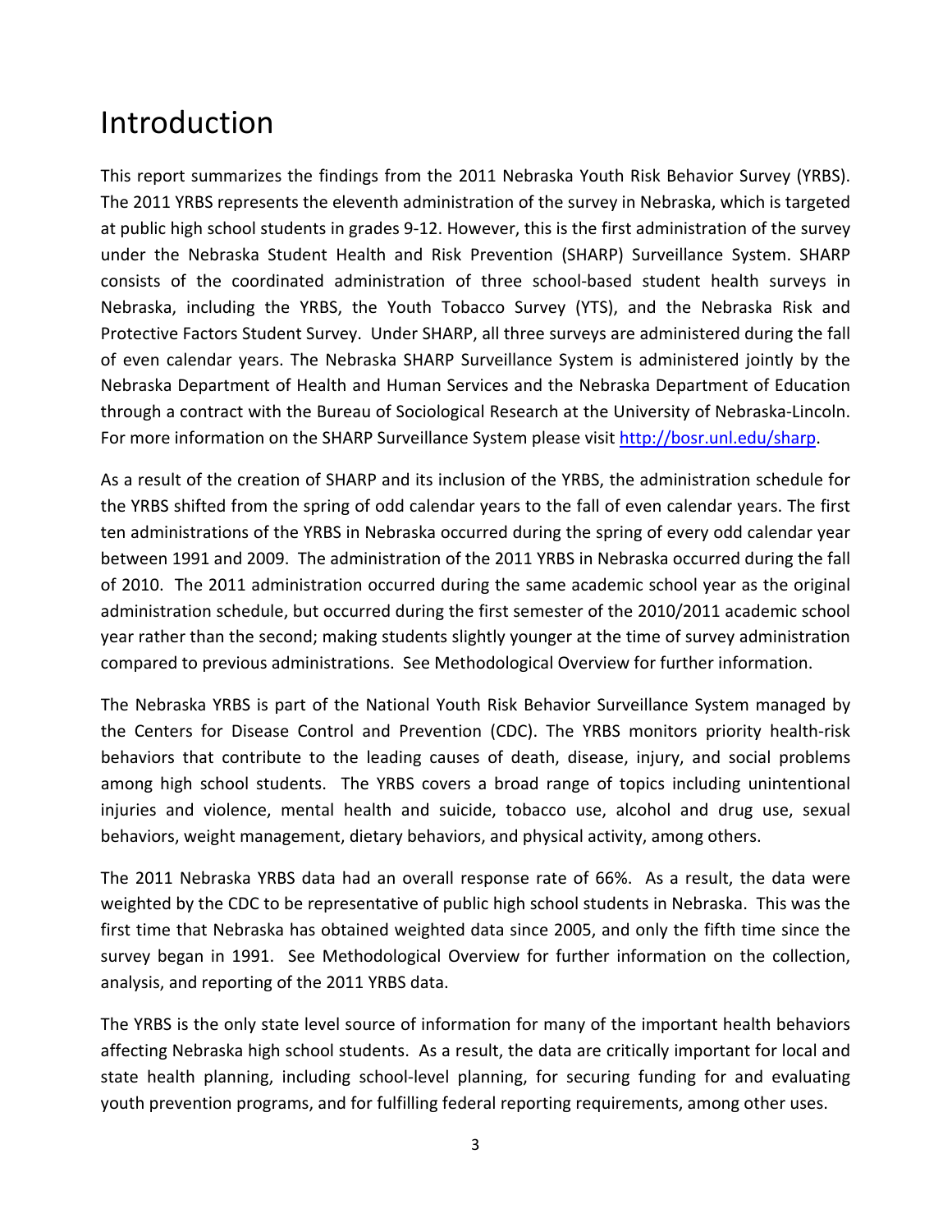# Introduction

This report summarizes the findings from the 2011 Nebraska Youth Risk Behavior Survey (YRBS). The 2011 YRBS represents the eleventh administration of the survey in Nebraska, which is targeted at public high school students in grades 9-12. However, this is the first administration of the survey under the Nebraska Student Health and Risk Prevention (SHARP) Surveillance System. SHARP consists of the coordinated administration of three school-based student health surveys in Nebraska, including the YRBS, the Youth Tobacco Survey (YTS), and the Nebraska Risk and Protective Factors Student Survey. Under SHARP, all three surveys are administered during the fall of even calendar years. The Nebraska SHARP Surveillance System is administered jointly by the Nebraska Department of Health and Human Services and the Nebraska Department of Education through a contract with the Bureau of Sociological Research at the University of Nebraska-Lincoln. For more information on the SHARP Surveillance System please visit [http://bosr.unl.edu/sharp](http://bosr.unl.edu/sharp).

As a result of the creation of SHARP and its inclusion of the YRBS, the administration schedule for the YRBS shifted from the spring of odd calendar years to the fall of even calendar years. The first ten administrations of the YRBS in Nebraska occurred during the spring of every odd calendar year between 1991 and 2009. The administration of the 2011 YRBS in Nebraska occurred during the fall of 2010. The 2011 administration occurred during the same academic school year as the original administration schedule, but occurred during the first semester of the 2010/2011 academic school year rather than the second; making students slightly younger at the time of survey administration compared to previous administrations. See Methodological Overview for further information.

The Nebraska YRBS is part of the National Youth Risk Behavior Surveillance System managed by the Centers for Disease Control and Prevention (CDC). The YRBS monitors priority health-risk behaviors that contribute to the leading causes of death, disease, injury, and social problems among high school students. The YRBS covers a broad range of topics including unintentional injuries and violence, mental health and suicide, tobacco use, alcohol and drug use, sexual behaviors, weight management, dietary behaviors, and physical activity, among others.

The 2011 Nebraska YRBS data had an overall response rate of 66%. As a result, the data were weighted by the CDC to be representative of public high school students in Nebraska. This was the first time that Nebraska has obtained weighted data since 2005, and only the fifth time since the survey began in 1991. See Methodological Overview for further information on the collection, analysis, and reporting of the 2011 YRBS data.

The YRBS is the only state level source of information for many of the important health behaviors affecting Nebraska high school students. As a result, the data are critically important for local and state health planning, including school-level planning, for securing funding for and evaluating youth prevention programs, and for fulfilling federal reporting requirements, among other uses.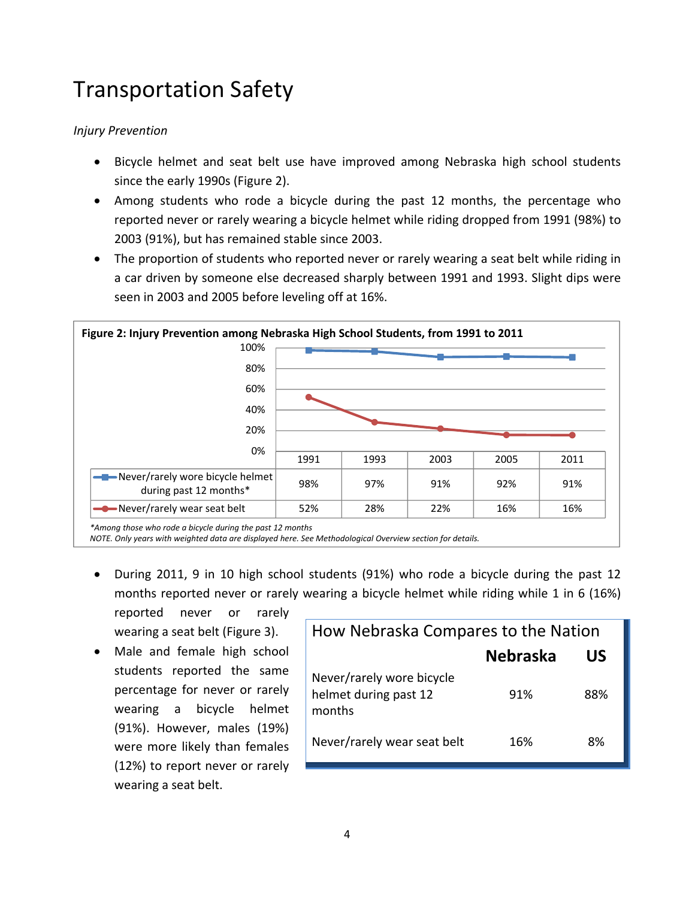# Transportation Safety

*Injury Prevention*

- Bicycle helmet and seat belt use have improved among Nebraska high school students since the early 1990s (Figure 2).
- Among students who rode a bicycle during the past 12 months, the percentage who reported never or rarely wearing a bicycle helmet while riding dropped from 1991 (98%) to 2003 (91%), but has remained stable since 2003.
- The proportion of students who reported never or rarely wearing a seat belt while riding in a car driven by someone else decreased sharply between 1991 and 1993. Slight dips were seen in 2003 and 2005 before leveling off at 16%.

**Figure 2: Injury Prevention among Nebraska High School Students, from 1991 to 2011**

| | 1991 | 1993 | 2003 | 2005 | 2011 |
|---|---|---|---|---|---|
| Never/rarely wore bicycle helmet during past 12 months* | 98% | 97% | 91% | 92% | 91% |
| Never/rarely wear seat belt | 52% | 28% | 22% | 16% | 16% |

*\*Among those who rode a bicycle during the past 12 months*
*NOTE. Only years with weighted data are displayed here. See Methodological Overview section for details.*

- During 2011, 9 in 10 high school students (91%) who rode a bicycle during the past 12 months reported never or rarely wearing a bicycle helmet while riding while 1 in 6 (16%) reported never or rarely wearing a seat belt (Figure 3).
- Male and female high school students reported the same percentage for never or rarely wearing a bicycle helmet (91%). However, males (19%) were more likely than females (12%) to report never or rarely wearing a seat belt.

**How Nebraska Compares to the Nation**

| | Nebraska | US |
|---|---|---|
| Never/rarely wore bicycle helmet during past 12 months | 91% | 88% |
| Never/rarely wear seat belt | 16% | 8% |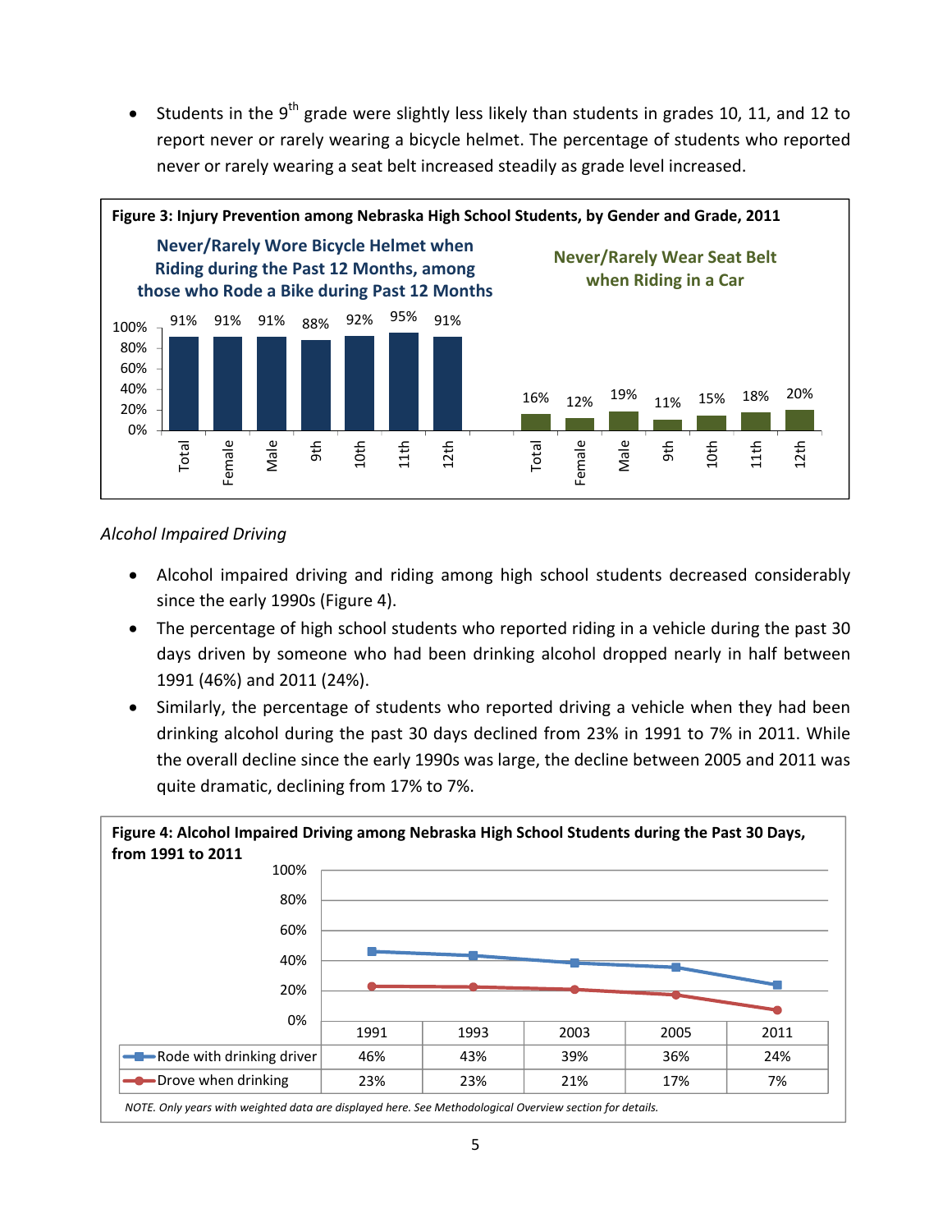- Students in the 9th grade were slightly less likely than students in grades 10, 11, and 12 to report never or rarely wearing a bicycle helmet. The percentage of students who reported never or rarely wearing a seat belt increased steadily as grade level increased.

**Figure 3: Injury Prevention among Nebraska High School Students, by Gender and Grade, 2011**

| | Total | Female | Male | 9th | 10th | 11th | 12th |
|---|---|---|---|---|---|---|---|
| Never/Rarely Wore Bicycle Helmet when Riding during the Past 12 Months, among those who Rode a Bike during Past 12 Months | 91% | 91% | 91% | 88% | 92% | 95% | 91% |
| Never/Rarely Wear Seat Belt when Riding in a Car | 16% | 12% | 19% | 11% | 15% | 18% | 20% |

*Alcohol Impaired Driving*

- Alcohol impaired driving and riding among high school students decreased considerably since the early 1990s (Figure 4).
- The percentage of high school students who reported riding in a vehicle during the past 30 days driven by someone who had been drinking alcohol dropped nearly in half between 1991 (46%) and 2011 (24%).
- Similarly, the percentage of students who reported driving a vehicle when they had been drinking alcohol during the past 30 days declined from 23% in 1991 to 7% in 2011. While the overall decline since the early 1990s was large, the decline between 2005 and 2011 was quite dramatic, declining from 17% to 7%.

**Figure 4: Alcohol Impaired Driving among Nebraska High School Students during the Past 30 Days, from 1991 to 2011**

| | 1991 | 1993 | 2003 | 2005 | 2011 |
|---|---|---|---|---|---|
| Rode with drinking driver | 46% | 43% | 39% | 36% | 24% |
| Drove when drinking | 23% | 23% | 21% | 17% | 7% |

*NOTE. Only years with weighted data are displayed here. See Methodological Overview section for details.*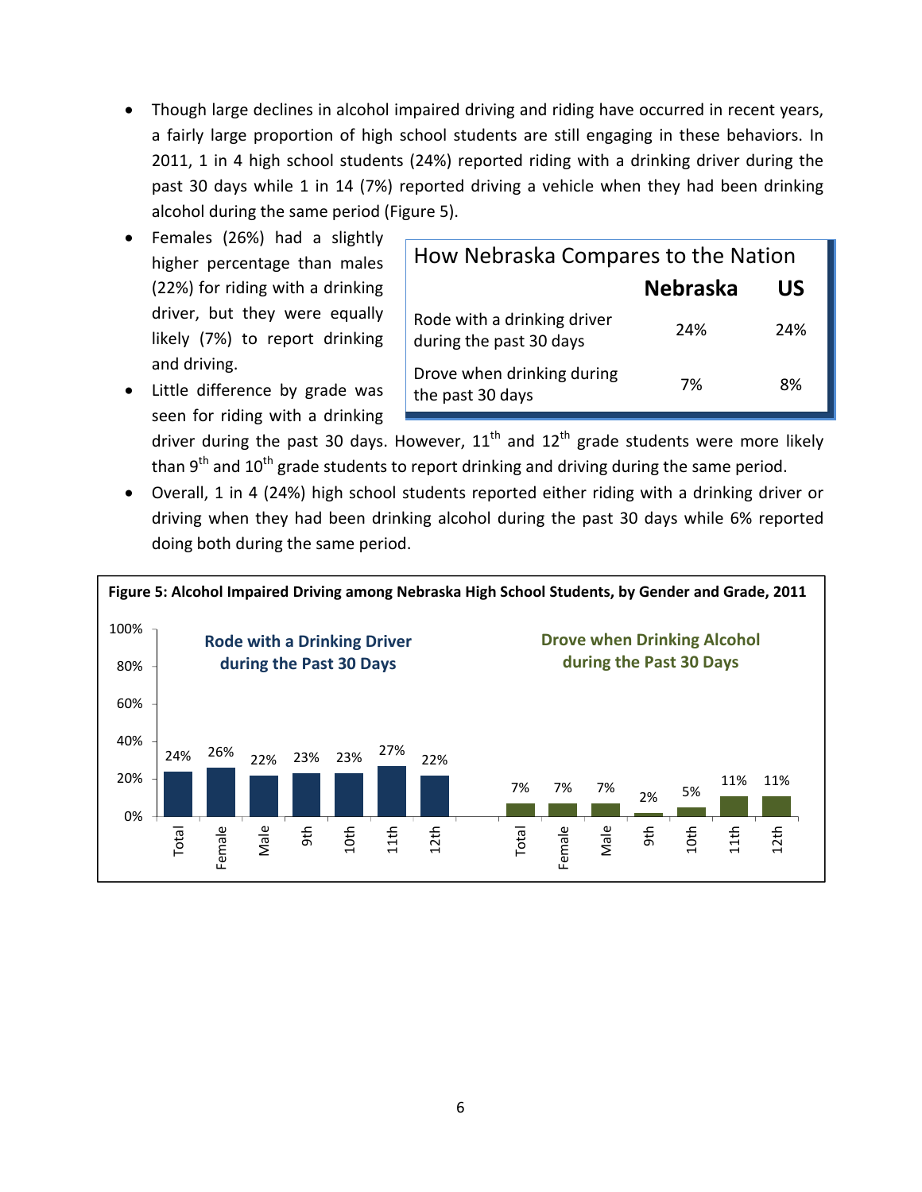- Though large declines in alcohol impaired driving and riding have occurred in recent years, a fairly large proportion of high school students are still engaging in these behaviors. In 2011, 1 in 4 high school students (24%) reported riding with a drinking driver during the past 30 days while 1 in 14 (7%) reported driving a vehicle when they had been drinking alcohol during the same period (Figure 5).
- Females (26%) had a slightly higher percentage than males (22%) for riding with a drinking driver, but they were equally likely (7%) to report drinking and driving.
- Little difference by grade was seen for riding with a drinking driver during the past 30 days. However, 11th and 12th grade students were more likely than 9th and 10th grade students to report drinking and driving during the same period.
- Overall, 1 in 4 (24%) high school students reported either riding with a drinking driver or driving when they had been drinking alcohol during the past 30 days while 6% reported doing both during the same period.

**How Nebraska Compares to the Nation**

| | Nebraska | US |
|---|---|---|
| Rode with a drinking driver during the past 30 days | 24% | 24% |
| Drove when drinking during the past 30 days | 7% | 8% |

**Figure 5: Alcohol Impaired Driving among Nebraska High School Students, by Gender and Grade, 2011**

| | Total | Female | Male | 9th | 10th | 11th | 12th |
|---|---|---|---|---|---|---|---|
| Rode with a Drinking Driver during the Past 30 Days | 24% | 26% | 22% | 23% | 23% | 27% | 22% |
| Drove when Drinking Alcohol during the Past 30 Days | 7% | 7% | 7% | 2% | 5% | 11% | 11% |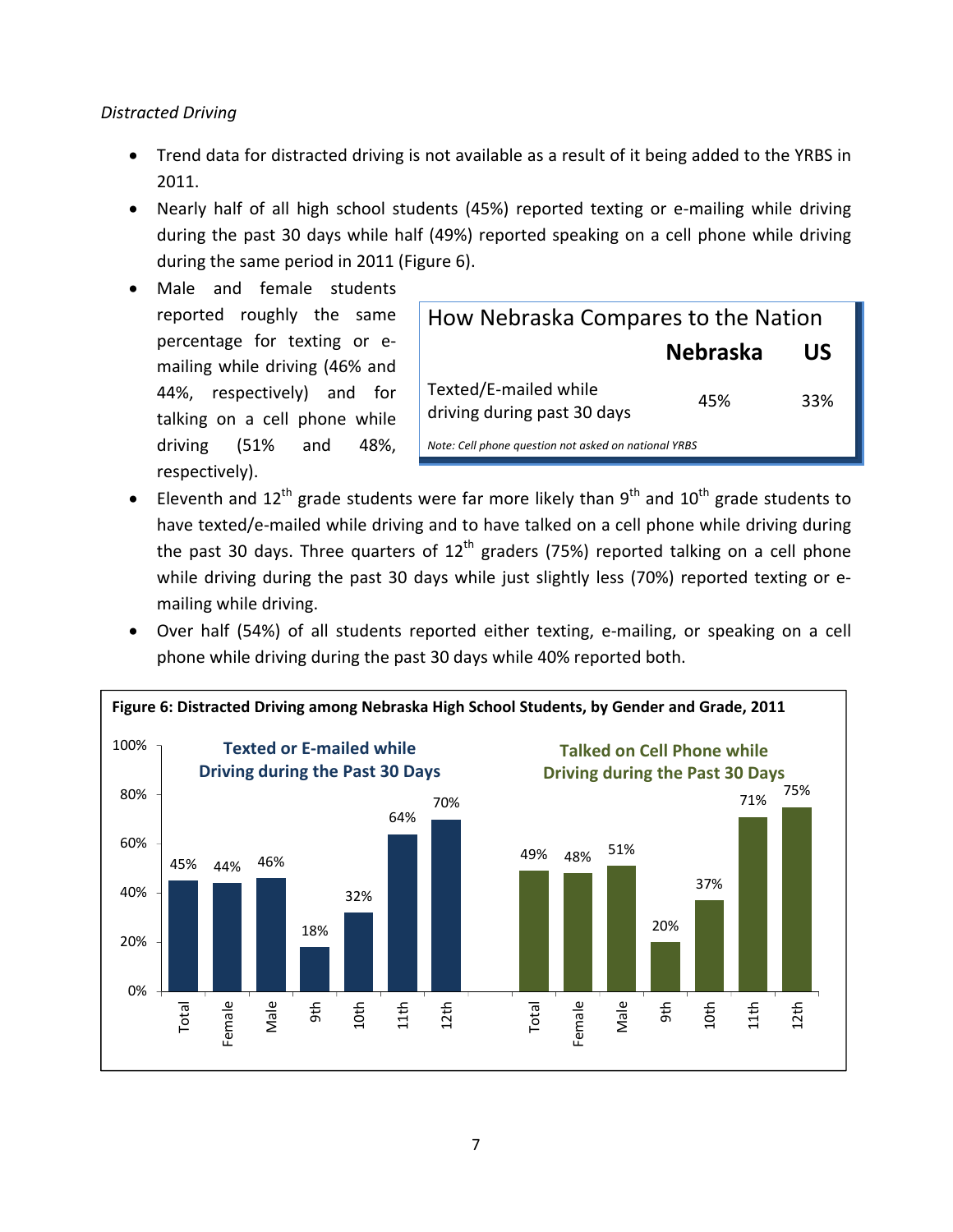*Distracted Driving*

- Trend data for distracted driving is not available as a result of it being added to the YRBS in 2011.
- Nearly half of all high school students (45%) reported texting or e-mailing while driving during the past 30 days while half (49%) reported speaking on a cell phone while driving during the same period in 2011 (Figure 6).
- Male and female students reported roughly the same percentage for texting or e-mailing while driving (46% and 44%, respectively) and for talking on a cell phone while driving (51% and 48%, respectively).

**How Nebraska Compares to the Nation**

| | Nebraska | US |
|---|---|---|
| Texted/E-mailed while driving during past 30 days | 45% | 33% |

*Note: Cell phone question not asked on national YRBS*

- Eleventh and 12th grade students were far more likely than 9th and 10th grade students to have texted/e-mailed while driving and to have talked on a cell phone while driving during the past 30 days. Three quarters of 12th graders (75%) reported talking on a cell phone while driving during the past 30 days while just slightly less (70%) reported texting or e-mailing while driving.
- Over half (54%) of all students reported either texting, e-mailing, or speaking on a cell phone while driving during the past 30 days while 40% reported both.

**Figure 6: Distracted Driving among Nebraska High School Students, by Gender and Grade, 2011**

| | Texted or E-mailed while Driving during the Past 30 Days | Talked on Cell Phone while Driving during the Past 30 Days |
|---|---|---|
| Total | 45% | 49% |
| Female | 44% | 48% |
| Male | 46% | 51% |
| 9th | 18% | 20% |
| 10th | 32% | 37% |
| 11th | 64% | 71% |
| 12th | 70% | 75% |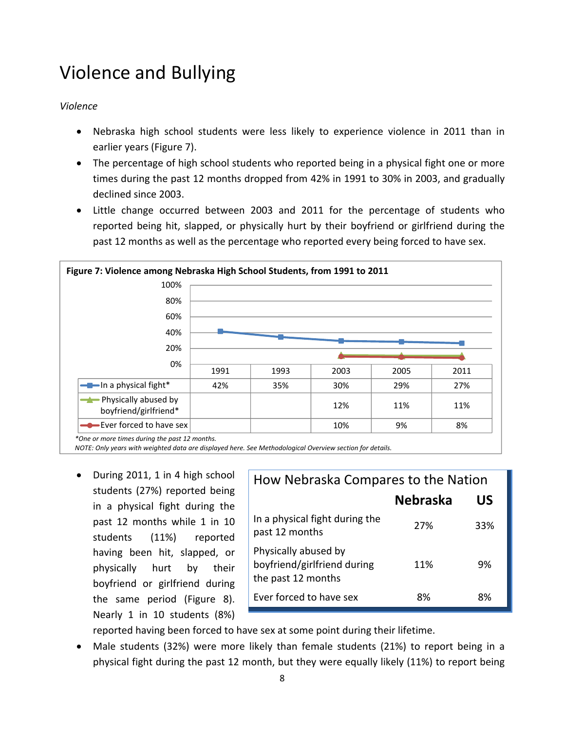# Violence and Bullying

*Violence*

- Nebraska high school students were less likely to experience violence in 2011 than in earlier years (Figure 7).
- The percentage of high school students who reported being in a physical fight one or more times during the past 12 months dropped from 42% in 1991 to 30% in 2003, and gradually declined since 2003.
- Little change occurred between 2003 and 2011 for the percentage of students who reported being hit, slapped, or physically hurt by their boyfriend or girlfriend during the past 12 months as well as the percentage who reported every being forced to have sex.

**Figure 7: Violence among Nebraska High School Students, from 1991 to 2011**

| | 1991 | 1993 | 2003 | 2005 | 2011 |
|---|---|---|---|---|---|
| In a physical fight* | 42% | 35% | 30% | 29% | 27% |
| Physically abused by boyfriend/girlfriend* | | | 12% | 11% | 11% |
| Ever forced to have sex | | | 10% | 9% | 8% |

*One or more times during the past 12 months.
*NOTE: Only years with weighted data are displayed here. See Methodological Overview section for details.*

- During 2011, 1 in 4 high school students (27%) reported being in a physical fight during the past 12 months while 1 in 10 students (11%) reported having been hit, slapped, or physically hurt by their boyfriend or girlfriend during the same period (Figure 8). Nearly 1 in 10 students (8%) reported having been forced to have sex at some point during their lifetime.

**How Nebraska Compares to the Nation**

| | Nebraska | US |
|---|---|---|
| In a physical fight during the past 12 months | 27% | 33% |
| Physically abused by boyfriend/girlfriend during the past 12 months | 11% | 9% |
| Ever forced to have sex | 8% | 8% |

- Male students (32%) were more likely than female students (21%) to report being in a physical fight during the past 12 month, but they were equally likely (11%) to report being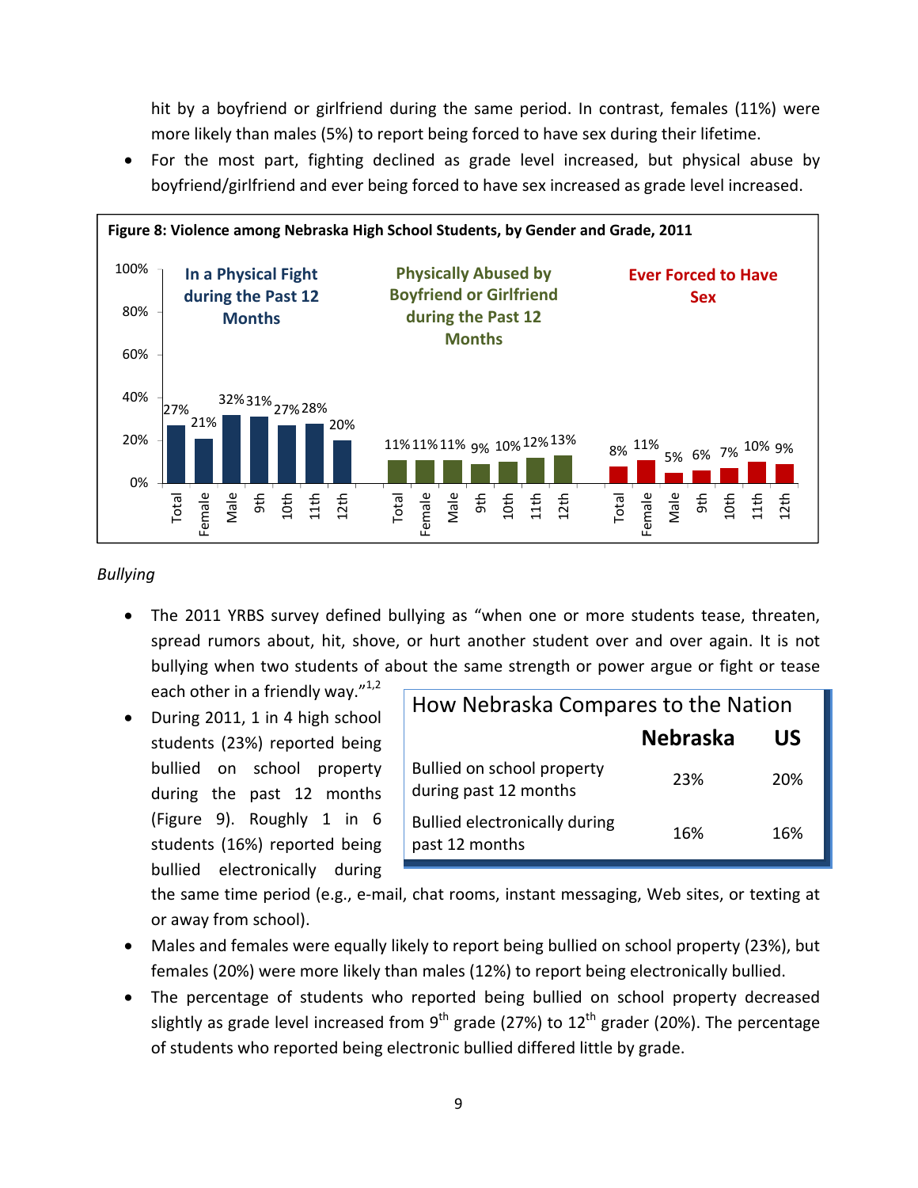hit by a boyfriend or girlfriend during the same period. In contrast, females (11%) were more likely than males (5%) to report being forced to have sex during their lifetime.

- For the most part, fighting declined as grade level increased, but physical abuse by boyfriend/girlfriend and ever being forced to have sex increased as grade level increased.

**Figure 8: Violence among Nebraska High School Students, by Gender and Grade, 2011**

| | Total | Female | Male | 9th | 10th | 11th | 12th |
|---|---|---|---|---|---|---|---|
| In a Physical Fight during the Past 12 Months | 27% | 21% | 32% | 31% | 27% | 28% | 20% |
| Physically Abused by Boyfriend or Girlfriend during the Past 12 Months | 11% | 11% | 11% | 9% | 10% | 12% | 13% |
| Ever Forced to Have Sex | 8% | 11% | 5% | 6% | 7% | 10% | 9% |

*Bullying*

- The 2011 YRBS survey defined bullying as "when one or more students tease, threaten, spread rumors about, hit, shove, or hurt another student over and over again. It is not bullying when two students of about the same strength or power argue or fight or tease each other in a friendly way."[1,2]
- During 2011, 1 in 4 high school students (23%) reported being bullied on school property during the past 12 months (Figure 9). Roughly 1 in 6 students (16%) reported being bullied electronically during the same time period (e.g., e-mail, chat rooms, instant messaging, Web sites, or texting at or away from school).

**How Nebraska Compares to the Nation**

| | Nebraska | US |
|---|---|---|
| Bullied on school property during past 12 months | 23% | 20% |
| Bullied electronically during past 12 months | 16% | 16% |

- Males and females were equally likely to report being bullied on school property (23%), but females (20%) were more likely than males (12%) to report being electronically bullied.
- The percentage of students who reported being bullied on school property decreased slightly as grade level increased from 9th grade (27%) to 12th grader (20%). The percentage of students who reported being electronic bullied differed little by grade.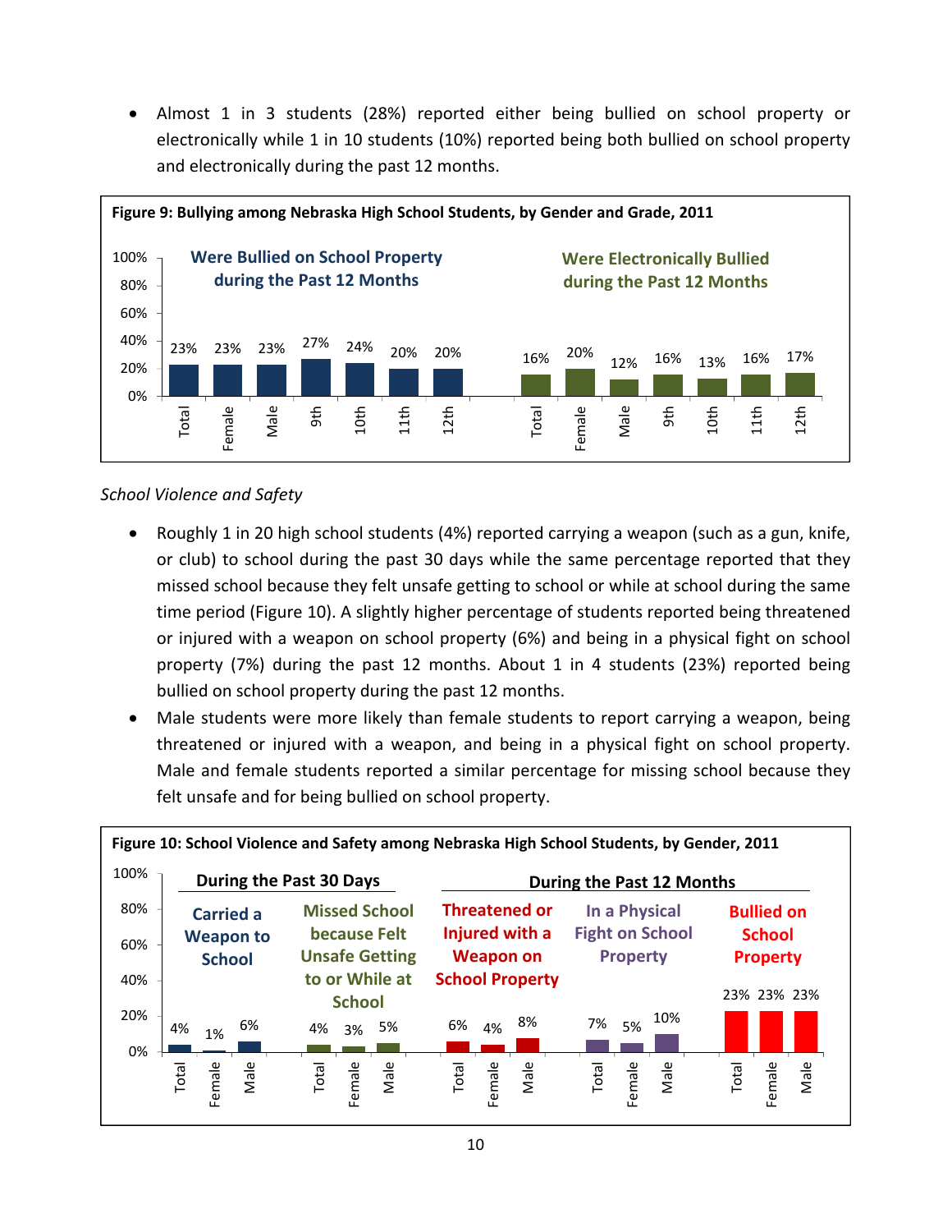- Almost 1 in 3 students (28%) reported either being bullied on school property or electronically while 1 in 10 students (10%) reported being both bullied on school property and electronically during the past 12 months.

**Figure 9: Bullying among Nebraska High School Students, by Gender and Grade, 2011**

| | Total | Female | Male | 9th | 10th | 11th | 12th |
|---|---|---|---|---|---|---|---|
| Were Bullied on School Property during the Past 12 Months | 23% | 23% | 23% | 27% | 24% | 20% | 20% |
| Were Electronically Bullied during the Past 12 Months | 16% | 20% | 12% | 16% | 13% | 16% | 17% |

*School Violence and Safety*

- Roughly 1 in 20 high school students (4%) reported carrying a weapon (such as a gun, knife, or club) to school during the past 30 days while the same percentage reported that they missed school because they felt unsafe getting to school or while at school during the same time period (Figure 10). A slightly higher percentage of students reported being threatened or injured with a weapon on school property (6%) and being in a physical fight on school property (7%) during the past 12 months. About 1 in 4 students (23%) reported being bullied on school property during the past 12 months.
- Male students were more likely than female students to report carrying a weapon, being threatened or injured with a weapon, and being in a physical fight on school property. Male and female students reported a similar percentage for missing school because they felt unsafe and for being bullied on school property.

**Figure 10: School Violence and Safety among Nebraska High School Students, by Gender, 2011**

| | Total | Female | Male |
|---|---|---|---|
| **During the Past 30 Days** | | | |
| Carried a Weapon to School | 4% | 1% | 6% |
| Missed School because Felt Unsafe Getting to or While at School | 4% | 3% | 5% |
| **During the Past 12 Months** | | | |
| Threatened or Injured with a Weapon on School Property | 6% | 4% | 8% |
| In a Physical Fight on School Property | 7% | 5% | 10% |
| Bullied on School Property | 23% | 23% | 23% |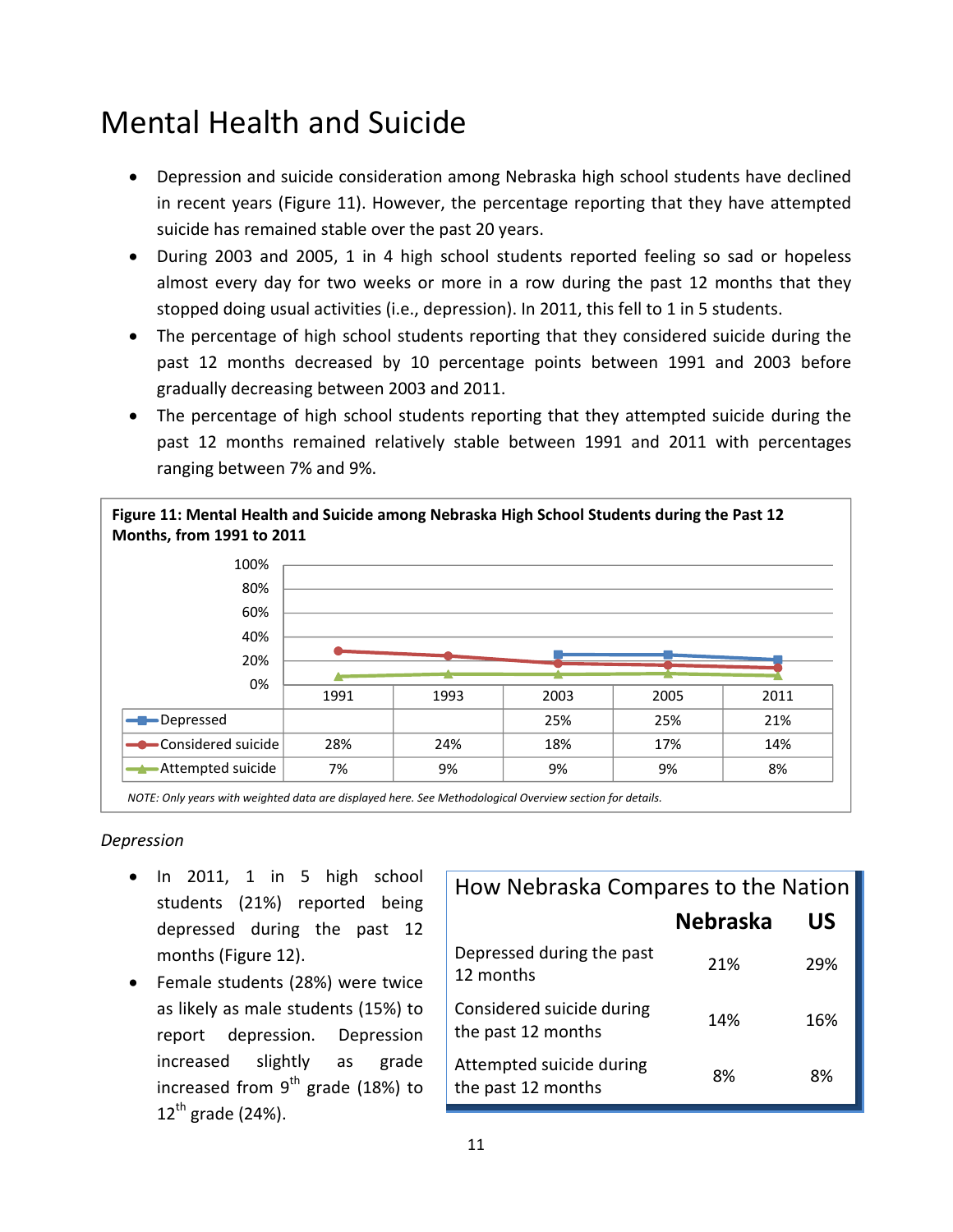# Mental Health and Suicide

- Depression and suicide consideration among Nebraska high school students have declined in recent years (Figure 11). However, the percentage reporting that they have attempted suicide has remained stable over the past 20 years.
- During 2003 and 2005, 1 in 4 high school students reported feeling so sad or hopeless almost every day for two weeks or more in a row during the past 12 months that they stopped doing usual activities (i.e., depression). In 2011, this fell to 1 in 5 students.
- The percentage of high school students reporting that they considered suicide during the past 12 months decreased by 10 percentage points between 1991 and 2003 before gradually decreasing between 2003 and 2011.
- The percentage of high school students reporting that they attempted suicide during the past 12 months remained relatively stable between 1991 and 2011 with percentages ranging between 7% and 9%.

**Figure 11: Mental Health and Suicide among Nebraska High School Students during the Past 12 Months, from 1991 to 2011**

| | 1991 | 1993 | 2003 | 2005 | 2011 |
|---|---|---|---|---|---|
| Depressed | | | 25% | 25% | 21% |
| Considered suicide | 28% | 24% | 18% | 17% | 14% |
| Attempted suicide | 7% | 9% | 9% | 9% | 8% |

*NOTE: Only years with weighted data are displayed here. See Methodological Overview section for details.*

*Depression*

- In 2011, 1 in 5 high school students (21%) reported being depressed during the past 12 months (Figure 12).
- Female students (28%) were twice as likely as male students (15%) to report depression. Depression increased slightly as grade increased from 9th grade (18%) to 12th grade (24%).

**How Nebraska Compares to the Nation**

| | Nebraska | US |
|---|---|---|
| Depressed during the past 12 months | 21% | 29% |
| Considered suicide during the past 12 months | 14% | 16% |
| Attempted suicide during the past 12 months | 8% | 8% |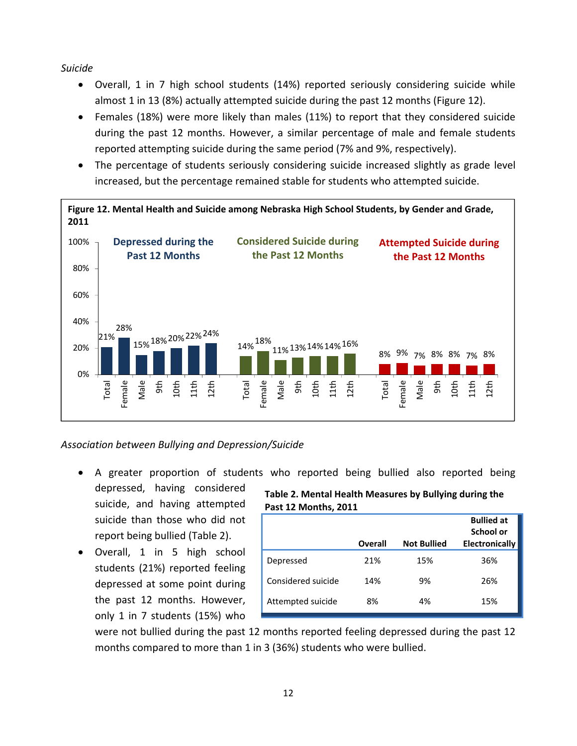*Suicide*

- Overall, 1 in 7 high school students (14%) reported seriously considering suicide while almost 1 in 13 (8%) actually attempted suicide during the past 12 months (Figure 12).
- Females (18%) were more likely than males (11%) to report that they considered suicide during the past 12 months. However, a similar percentage of male and female students reported attempting suicide during the same period (7% and 9%, respectively).
- The percentage of students seriously considering suicide increased slightly as grade level increased, but the percentage remained stable for students who attempted suicide.

**Figure 12. Mental Health and Suicide among Nebraska High School Students, by Gender and Grade, 2011**

| | Total | Female | Male | 9th | 10th | 11th | 12th |
|---|---|---|---|---|---|---|---|
| Depressed during the Past 12 Months | 21% | 28% | 15% | 18% | 20% | 22% | 24% |
| Considered Suicide during the Past 12 Months | 14% | 18% | 11% | 13% | 14% | 14% | 16% |
| Attempted Suicide during the Past 12 Months | 8% | 9% | 7% | 8% | 8% | 7% | 8% |

*Association between Bullying and Depression/Suicide*

- A greater proportion of students who reported being bullied also reported being depressed, having considered suicide, and having attempted suicide than those who did not report being bullied (Table 2).
- Overall, 1 in 5 high school students (21%) reported feeling depressed at some point during the past 12 months. However, only 1 in 7 students (15%) who were not bullied during the past 12 months reported feeling depressed during the past 12 months compared to more than 1 in 3 (36%) students who were bullied.

**Table 2. Mental Health Measures by Bullying during the Past 12 Months, 2011**

| | Overall | Not Bullied | Bullied at School or Electronically |
|---|---|---|---|
| Depressed | 21% | 15% | 36% |
| Considered suicide | 14% | 9% | 26% |
| Attempted suicide | 8% | 4% | 15% |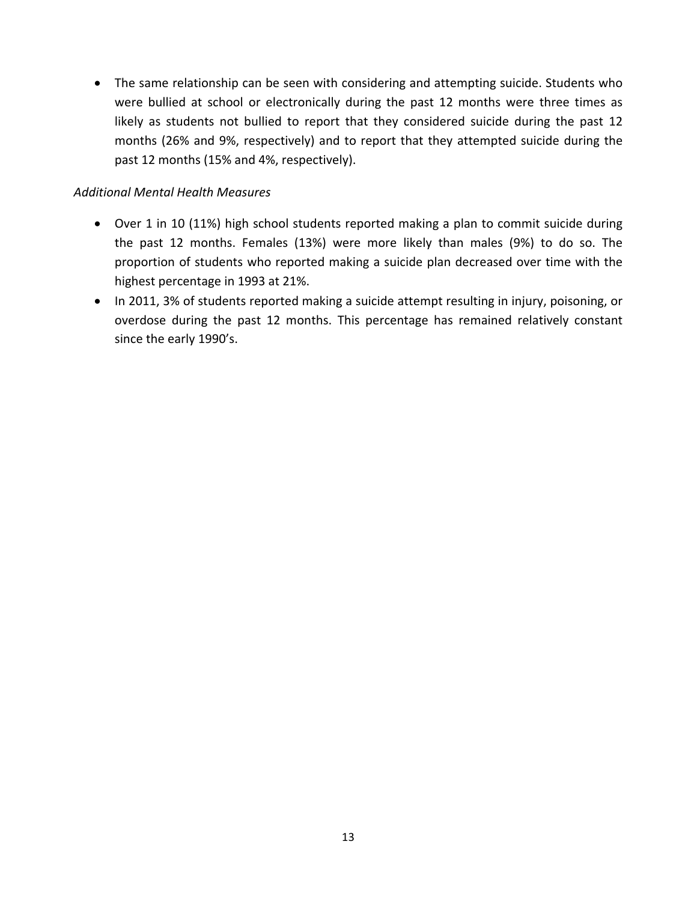- The same relationship can be seen with considering and attempting suicide. Students who were bullied at school or electronically during the past 12 months were three times as likely as students not bullied to report that they considered suicide during the past 12 months (26% and 9%, respectively) and to report that they attempted suicide during the past 12 months (15% and 4%, respectively).

*Additional Mental Health Measures*

- Over 1 in 10 (11%) high school students reported making a plan to commit suicide during the past 12 months. Females (13%) were more likely than males (9%) to do so. The proportion of students who reported making a suicide plan decreased over time with the highest percentage in 1993 at 21%.
- In 2011, 3% of students reported making a suicide attempt resulting in injury, poisoning, or overdose during the past 12 months. This percentage has remained relatively constant since the early 1990's.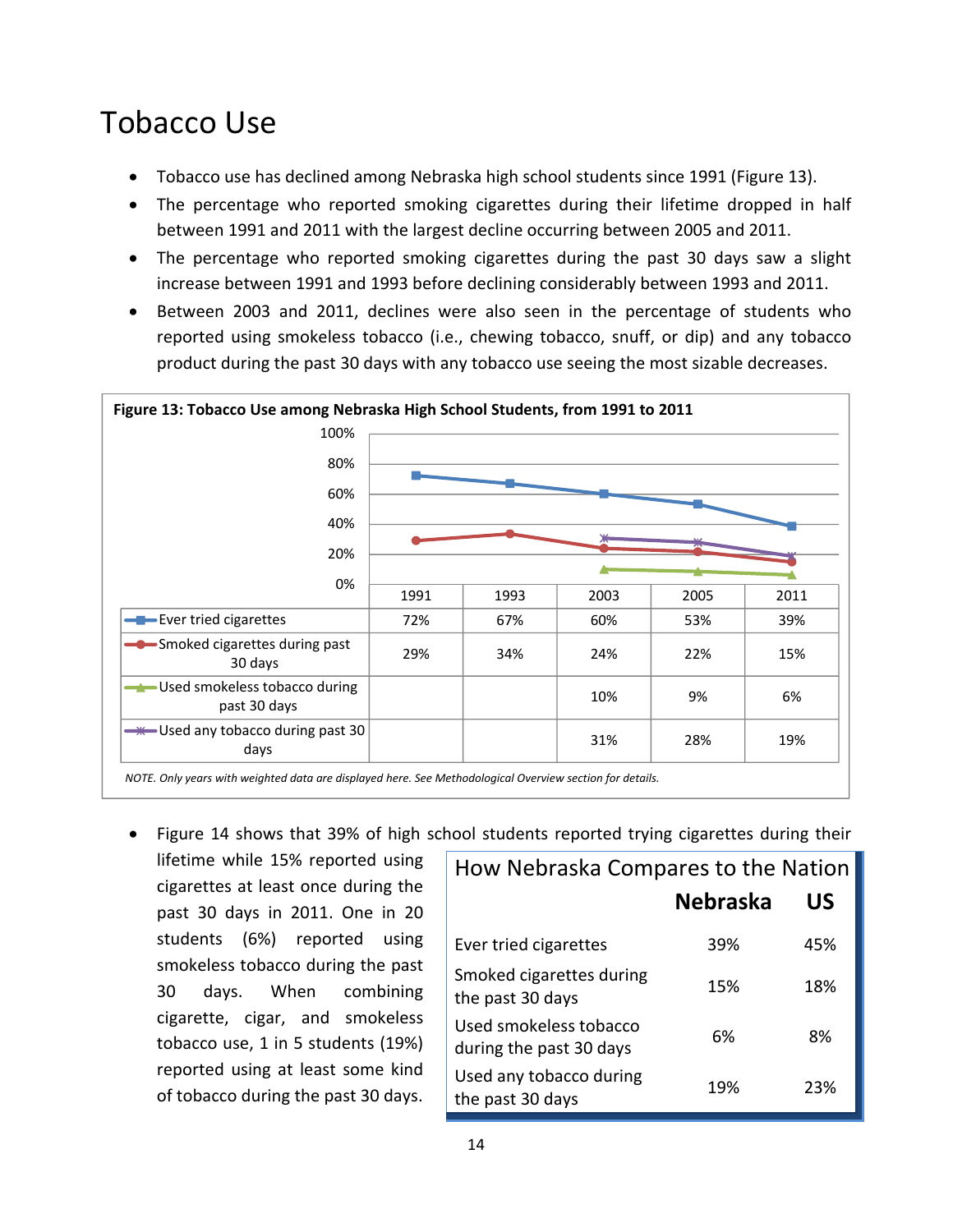# Tobacco Use

- Tobacco use has declined among Nebraska high school students since 1991 (Figure 13).
- The percentage who reported smoking cigarettes during their lifetime dropped in half between 1991 and 2011 with the largest decline occurring between 2005 and 2011.
- The percentage who reported smoking cigarettes during the past 30 days saw a slight increase between 1991 and 1993 before declining considerably between 1993 and 2011.
- Between 2003 and 2011, declines were also seen in the percentage of students who reported using smokeless tobacco (i.e., chewing tobacco, snuff, or dip) and any tobacco product during the past 30 days with any tobacco use seeing the most sizable decreases.

**Figure 13: Tobacco Use among Nebraska High School Students, from 1991 to 2011**

| | 1991 | 1993 | 2003 | 2005 | 2011 |
|---|---|---|---|---|---|
| Ever tried cigarettes | 72% | 67% | 60% | 53% | 39% |
| Smoked cigarettes during past 30 days | 29% | 34% | 24% | 22% | 15% |
| Used smokeless tobacco during past 30 days | | | 10% | 9% | 6% |
| Used any tobacco during past 30 days | | | 31% | 28% | 19% |

*NOTE. Only years with weighted data are displayed here. See Methodological Overview section for details.*

- Figure 14 shows that 39% of high school students reported trying cigarettes during their lifetime while 15% reported using cigarettes at least once during the past 30 days in 2011. One in 20 students (6%) reported using smokeless tobacco during the past 30 days. When combining cigarette, cigar, and smokeless tobacco use, 1 in 5 students (19%) reported using at least some kind of tobacco during the past 30 days.

**How Nebraska Compares to the Nation**

| | Nebraska | US |
|---|---|---|
| Ever tried cigarettes | 39% | 45% |
| Smoked cigarettes during the past 30 days | 15% | 18% |
| Used smokeless tobacco during the past 30 days | 6% | 8% |
| Used any tobacco during the past 30 days | 19% | 23% |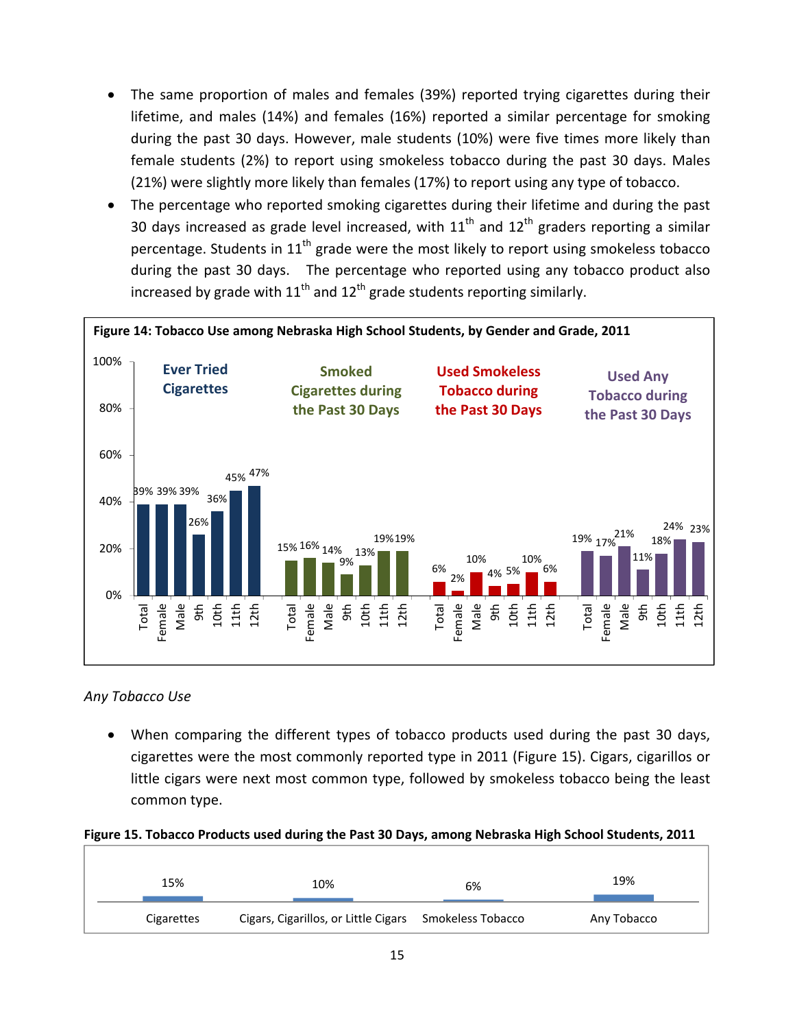- The same proportion of males and females (39%) reported trying cigarettes during their lifetime, and males (14%) and females (16%) reported a similar percentage for smoking during the past 30 days. However, male students (10%) were five times more likely than female students (2%) to report using smokeless tobacco during the past 30 days. Males (21%) were slightly more likely than females (17%) to report using any type of tobacco.
- The percentage who reported smoking cigarettes during their lifetime and during the past 30 days increased as grade level increased, with 11th and 12th graders reporting a similar percentage. Students in 11th grade were the most likely to report using smokeless tobacco during the past 30 days. The percentage who reported using any tobacco product also increased by grade with 11th and 12th grade students reporting similarly.

**Figure 14: Tobacco Use among Nebraska High School Students, by Gender and Grade, 2011**

| | Total | Female | Male | 9th | 10th | 11th | 12th |
|---|---|---|---|---|---|---|---|
| Ever Tried Cigarettes | 39% | 39% | 39% | 26% | 36% | 45% | 47% |
| Smoked Cigarettes during the Past 30 Days | 15% | 16% | 14% | 9% | 13% | 19% | 19% |
| Used Smokeless Tobacco during the Past 30 Days | 6% | 2% | 10% | 4% | 5% | 10% | 6% |
| Used Any Tobacco during the Past 30 Days | 19% | 17% | 21% | 11% | 18% | 24% | 23% |

*Any Tobacco Use*

- When comparing the different types of tobacco products used during the past 30 days, cigarettes were the most commonly reported type in 2011 (Figure 15). Cigars, cigarillos or little cigars were next most common type, followed by smokeless tobacco being the least common type.

**Figure 15. Tobacco Products used during the Past 30 Days, among Nebraska High School Students, 2011**

| Cigarettes | Cigars, Cigarillos, or Little Cigars | Smokeless Tobacco | Any Tobacco |
|---|---|---|---|
| 15% | 10% | 6% | 19% |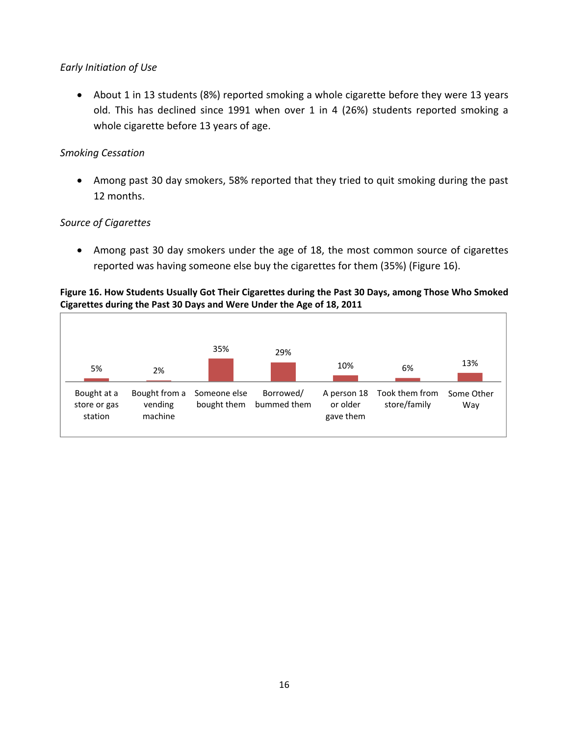*Early Initiation of Use*

- About 1 in 13 students (8%) reported smoking a whole cigarette before they were 13 years old. This has declined since 1991 when over 1 in 4 (26%) students reported smoking a whole cigarette before 13 years of age.

*Smoking Cessation*

- Among past 30 day smokers, 58% reported that they tried to quit smoking during the past 12 months.

*Source of Cigarettes*

- Among past 30 day smokers under the age of 18, the most common source of cigarettes reported was having someone else buy the cigarettes for them (35%) (Figure 16).

**Figure 16. How Students Usually Got Their Cigarettes during the Past 30 Days, among Those Who Smoked Cigarettes during the Past 30 Days and Were Under the Age of 18, 2011**

| Bought at a store or gas station | Bought from a vending machine | Someone else bought them | Borrowed/ bummed them | A person 18 or older gave them | Took them from store/family | Some Other Way |
|---|---|---|---|---|---|---|
| 5% | 2% | 35% | 29% | 10% | 6% | 13% |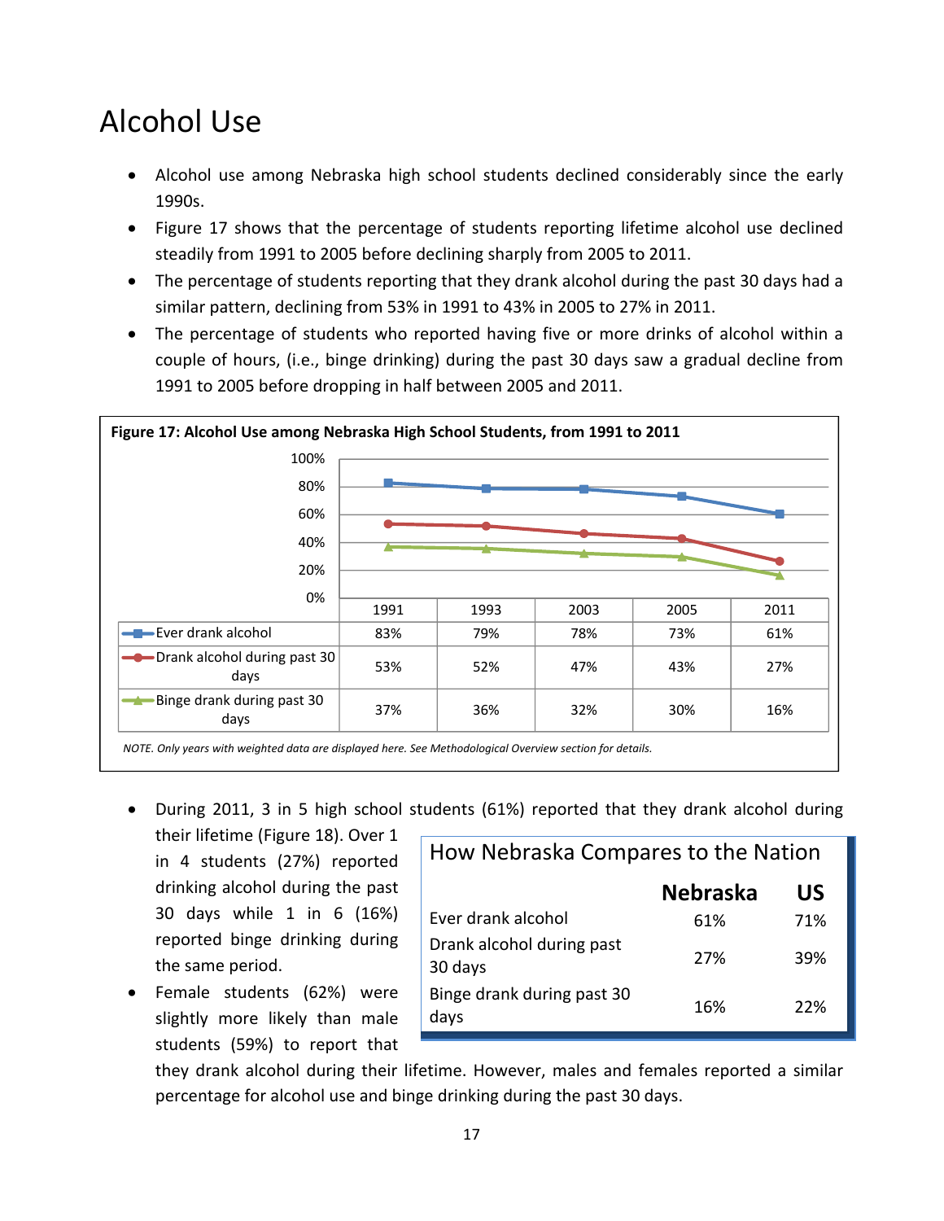# Alcohol Use

- Alcohol use among Nebraska high school students declined considerably since the early 1990s.
- Figure 17 shows that the percentage of students reporting lifetime alcohol use declined steadily from 1991 to 2005 before declining sharply from 2005 to 2011.
- The percentage of students reporting that they drank alcohol during the past 30 days had a similar pattern, declining from 53% in 1991 to 43% in 2005 to 27% in 2011.
- The percentage of students who reported having five or more drinks of alcohol within a couple of hours, (i.e., binge drinking) during the past 30 days saw a gradual decline from 1991 to 2005 before dropping in half between 2005 and 2011.

**Figure 17: Alcohol Use among Nebraska High School Students, from 1991 to 2011**

| | 1991 | 1993 | 2003 | 2005 | 2011 |
|---|---|---|---|---|---|
| Ever drank alcohol | 83% | 79% | 78% | 73% | 61% |
| Drank alcohol during past 30 days | 53% | 52% | 47% | 43% | 27% |
| Binge drank during past 30 days | 37% | 36% | 32% | 30% | 16% |

*NOTE. Only years with weighted data are displayed here. See Methodological Overview section for details.*

- During 2011, 3 in 5 high school students (61%) reported that they drank alcohol during their lifetime (Figure 18). Over 1 in 4 students (27%) reported drinking alcohol during the past 30 days while 1 in 6 (16%) reported binge drinking during the same period.
- Female students (62%) were slightly more likely than male students (59%) to report that they drank alcohol during their lifetime. However, males and females reported a similar percentage for alcohol use and binge drinking during the past 30 days.

**How Nebraska Compares to the Nation**

| | Nebraska | US |
|---|---|---|
| Ever drank alcohol | 61% | 71% |
| Drank alcohol during past 30 days | 27% | 39% |
| Binge drank during past 30 days | 16% | 22% |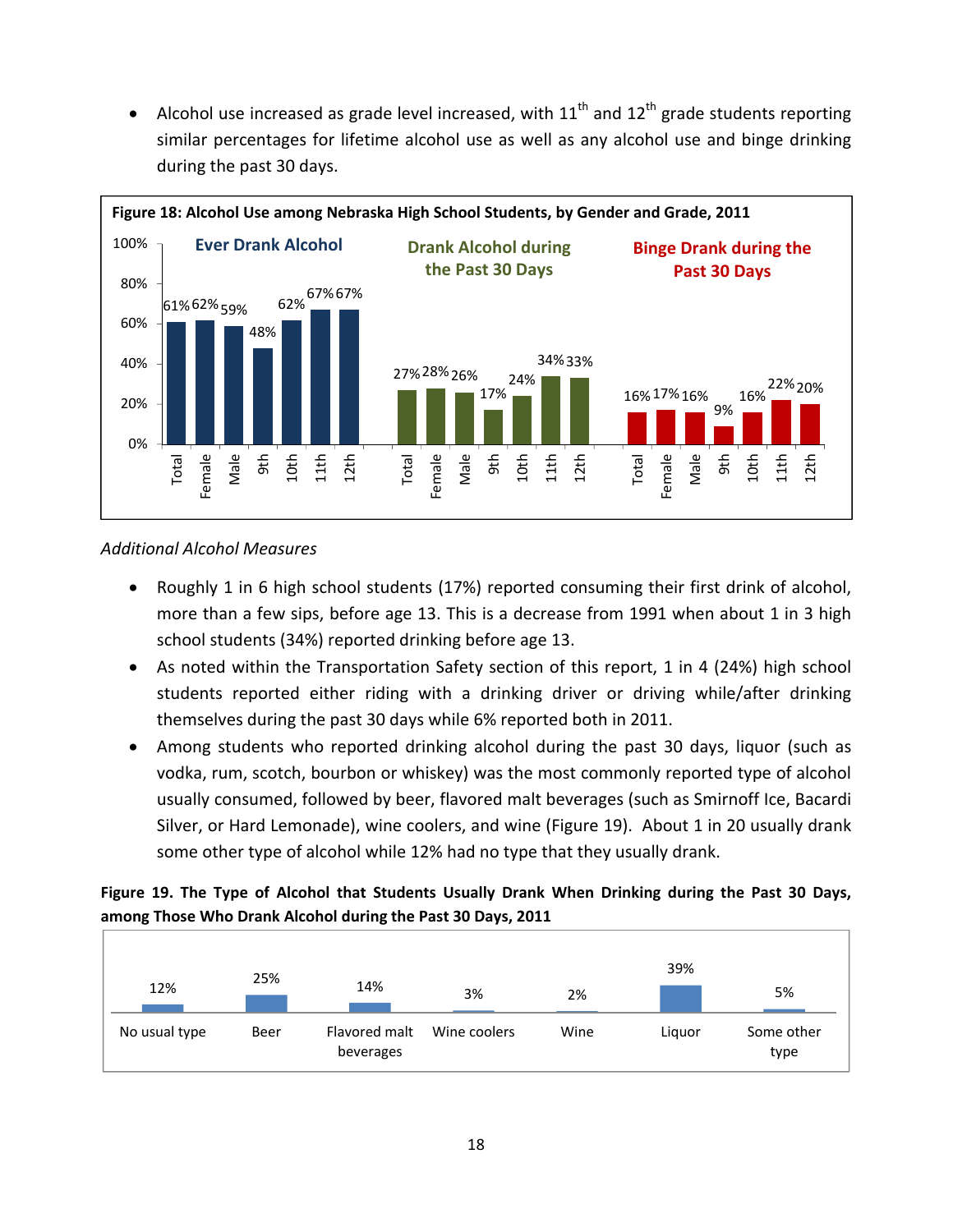- Alcohol use increased as grade level increased, with 11th and 12th grade students reporting similar percentages for lifetime alcohol use as well as any alcohol use and binge drinking during the past 30 days.

**Figure 18: Alcohol Use among Nebraska High School Students, by Gender and Grade, 2011**

| | Total | Female | Male | 9th | 10th | 11th | 12th |
|---|---|---|---|---|---|---|---|
| Ever Drank Alcohol | 61% | 62% | 59% | 48% | 62% | 67% | 67% |
| Drank Alcohol during the Past 30 Days | 27% | 28% | 26% | 17% | 24% | 34% | 33% |
| Binge Drank during the Past 30 Days | 16% | 17% | 16% | 9% | 16% | 22% | 20% |

*Additional Alcohol Measures*

- Roughly 1 in 6 high school students (17%) reported consuming their first drink of alcohol, more than a few sips, before age 13. This is a decrease from 1991 when about 1 in 3 high school students (34%) reported drinking before age 13.
- As noted within the Transportation Safety section of this report, 1 in 4 (24%) high school students reported either riding with a drinking driver or driving while/after drinking themselves during the past 30 days while 6% reported both in 2011.
- Among students who reported drinking alcohol during the past 30 days, liquor (such as vodka, rum, scotch, bourbon or whiskey) was the most commonly reported type of alcohol usually consumed, followed by beer, flavored malt beverages (such as Smirnoff Ice, Bacardi Silver, or Hard Lemonade), wine coolers, and wine (Figure 19). About 1 in 20 usually drank some other type of alcohol while 12% had no type that they usually drank.

**Figure 19. The Type of Alcohol that Students Usually Drank When Drinking during the Past 30 Days, among Those Who Drank Alcohol during the Past 30 Days, 2011**

| No usual type | Beer | Flavored malt beverages | Wine coolers | Wine | Liquor | Some other type |
|---|---|---|---|---|---|---|
| 12% | 25% | 14% | 3% | 2% | 39% | 5% |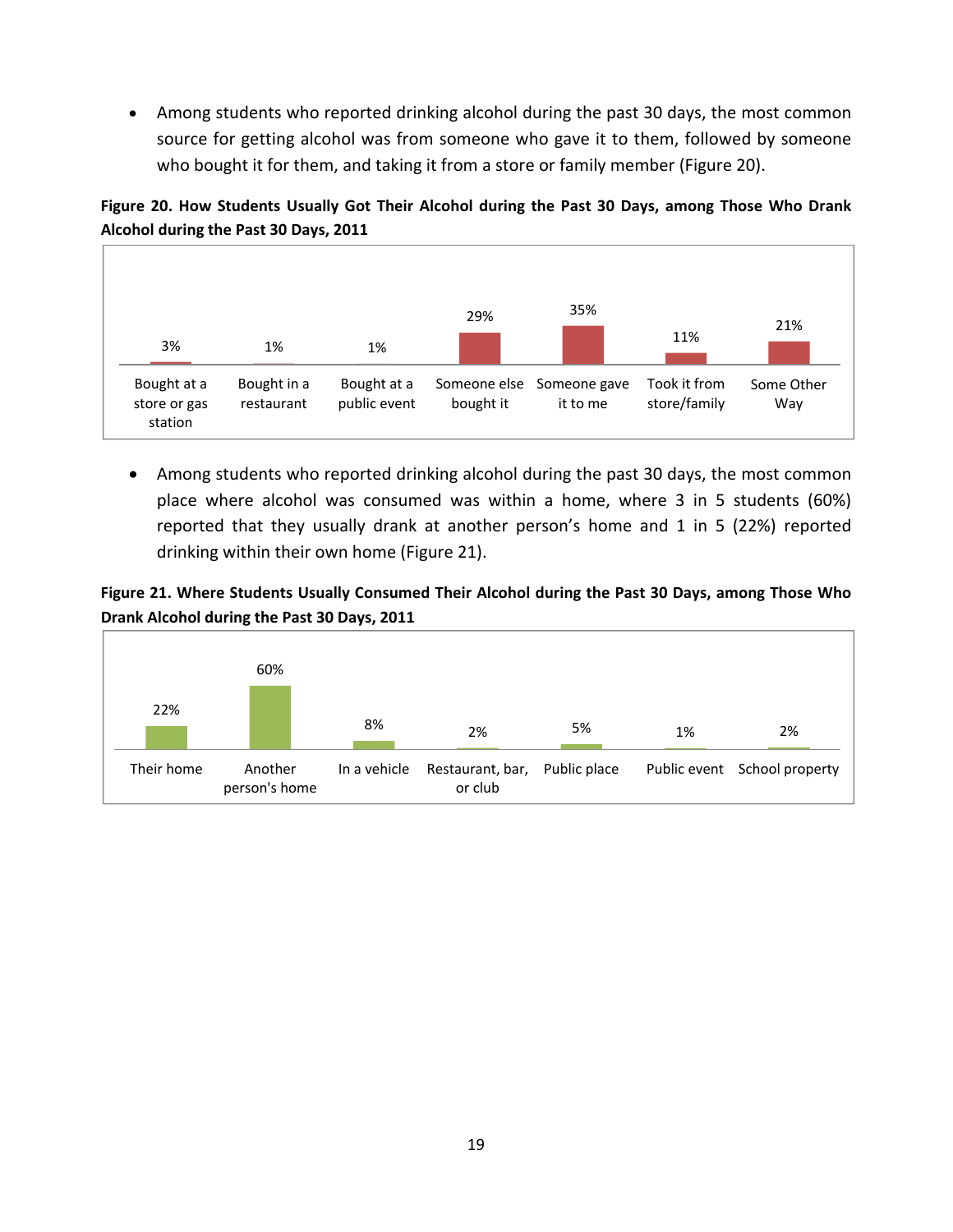- Among students who reported drinking alcohol during the past 30 days, the most common source for getting alcohol was from someone who gave it to them, followed by someone who bought it for them, and taking it from a store or family member (Figure 20).

**Figure 20. How Students Usually Got Their Alcohol during the Past 30 Days, among Those Who Drank Alcohol during the Past 30 Days, 2011**

| Bought at a store or gas station | Bought in a restaurant | Bought at a public event | Someone else bought it | Someone gave it to me | Took it from store/family | Some Other Way |
|---|---|---|---|---|---|---|
| 3% | 1% | 1% | 29% | 35% | 11% | 21% |

- Among students who reported drinking alcohol during the past 30 days, the most common place where alcohol was consumed was within a home, where 3 in 5 students (60%) reported that they usually drank at another person's home and 1 in 5 (22%) reported drinking within their own home (Figure 21).

**Figure 21. Where Students Usually Consumed Their Alcohol during the Past 30 Days, among Those Who Drank Alcohol during the Past 30 Days, 2011**

| Their home | Another person's home | In a vehicle | Restaurant, bar, or club | Public place | Public event | School property |
|---|---|---|---|---|---|---|
| 22% | 60% | 8% | 2% | 5% | 1% | 2% |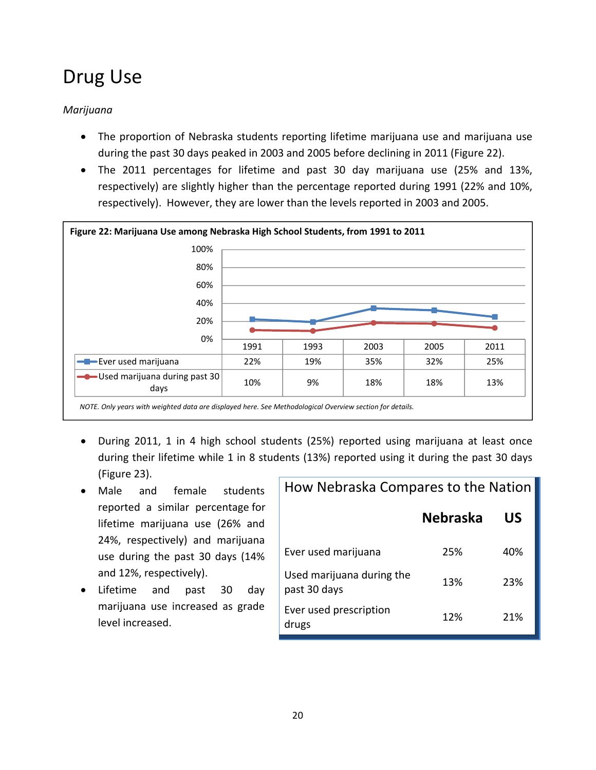# Drug Use

*Marijuana*

- The proportion of Nebraska students reporting lifetime marijuana use and marijuana use during the past 30 days peaked in 2003 and 2005 before declining in 2011 (Figure 22).
- The 2011 percentages for lifetime and past 30 day marijuana use (25% and 13%, respectively) are slightly higher than the percentage reported during 1991 (22% and 10%, respectively). However, they are lower than the levels reported in 2003 and 2005.

**Figure 22: Marijuana Use among Nebraska High School Students, from 1991 to 2011**

| | 1991 | 1993 | 2003 | 2005 | 2011 |
|---|---|---|---|---|---|
| Ever used marijuana | 22% | 19% | 35% | 32% | 25% |
| Used marijuana during past 30 days | 10% | 9% | 18% | 18% | 13% |

*NOTE. Only years with weighted data are displayed here. See Methodological Overview section for details.*

- During 2011, 1 in 4 high school students (25%) reported using marijuana at least once during their lifetime while 1 in 8 students (13%) reported using it during the past 30 days (Figure 23).
- Male and female students reported a similar percentage for lifetime marijuana use (26% and 24%, respectively) and marijuana use during the past 30 days (14% and 12%, respectively).
- Lifetime and past 30 day marijuana use increased as grade level increased.

**How Nebraska Compares to the Nation**

| | Nebraska | US |
|---|---|---|
| Ever used marijuana | 25% | 40% |
| Used marijuana during the past 30 days | 13% | 23% |
| Ever used prescription drugs | 12% | 21% |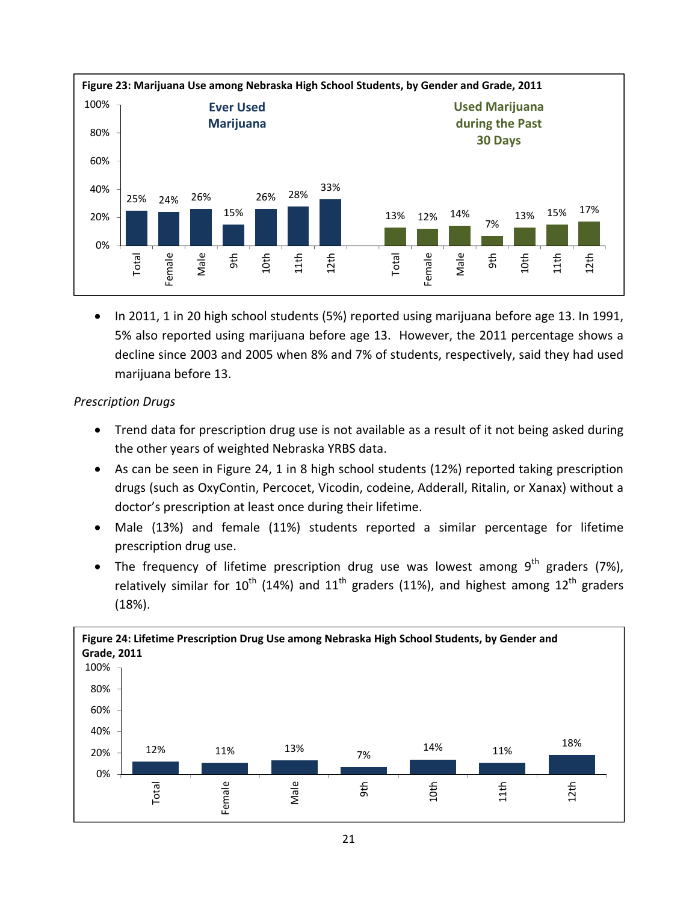**Figure 23: Marijuana Use among Nebraska High School Students, by Gender and Grade, 2011**

| | Total | Female | Male | 9th | 10th | 11th | 12th |
|---|---|---|---|---|---|---|---|
| Ever Used Marijuana | 25% | 24% | 26% | 15% | 26% | 28% | 33% |
| Used Marijuana during the Past 30 Days | 13% | 12% | 14% | 7% | 13% | 15% | 17% |

- In 2011, 1 in 20 high school students (5%) reported using marijuana before age 13. In 1991, 5% also reported using marijuana before age 13. However, the 2011 percentage shows a decline since 2003 and 2005 when 8% and 7% of students, respectively, said they had used marijuana before 13.

*Prescription Drugs*

- Trend data for prescription drug use is not available as a result of it not being asked during the other years of weighted Nebraska YRBS data.
- As can be seen in Figure 24, 1 in 8 high school students (12%) reported taking prescription drugs (such as OxyContin, Percocet, Vicodin, codeine, Adderall, Ritalin, or Xanax) without a doctor's prescription at least once during their lifetime.
- Male (13%) and female (11%) students reported a similar percentage for lifetime prescription drug use.
- The frequency of lifetime prescription drug use was lowest among 9th graders (7%), relatively similar for 10th (14%) and 11th graders (11%), and highest among 12th graders (18%).

**Figure 24: Lifetime Prescription Drug Use among Nebraska High School Students, by Gender and Grade, 2011**

| Total | Female | Male | 9th | 10th | 11th | 12th |
|---|---|---|---|---|---|---|
| 12% | 11% | 13% | 7% | 14% | 11% | 18% |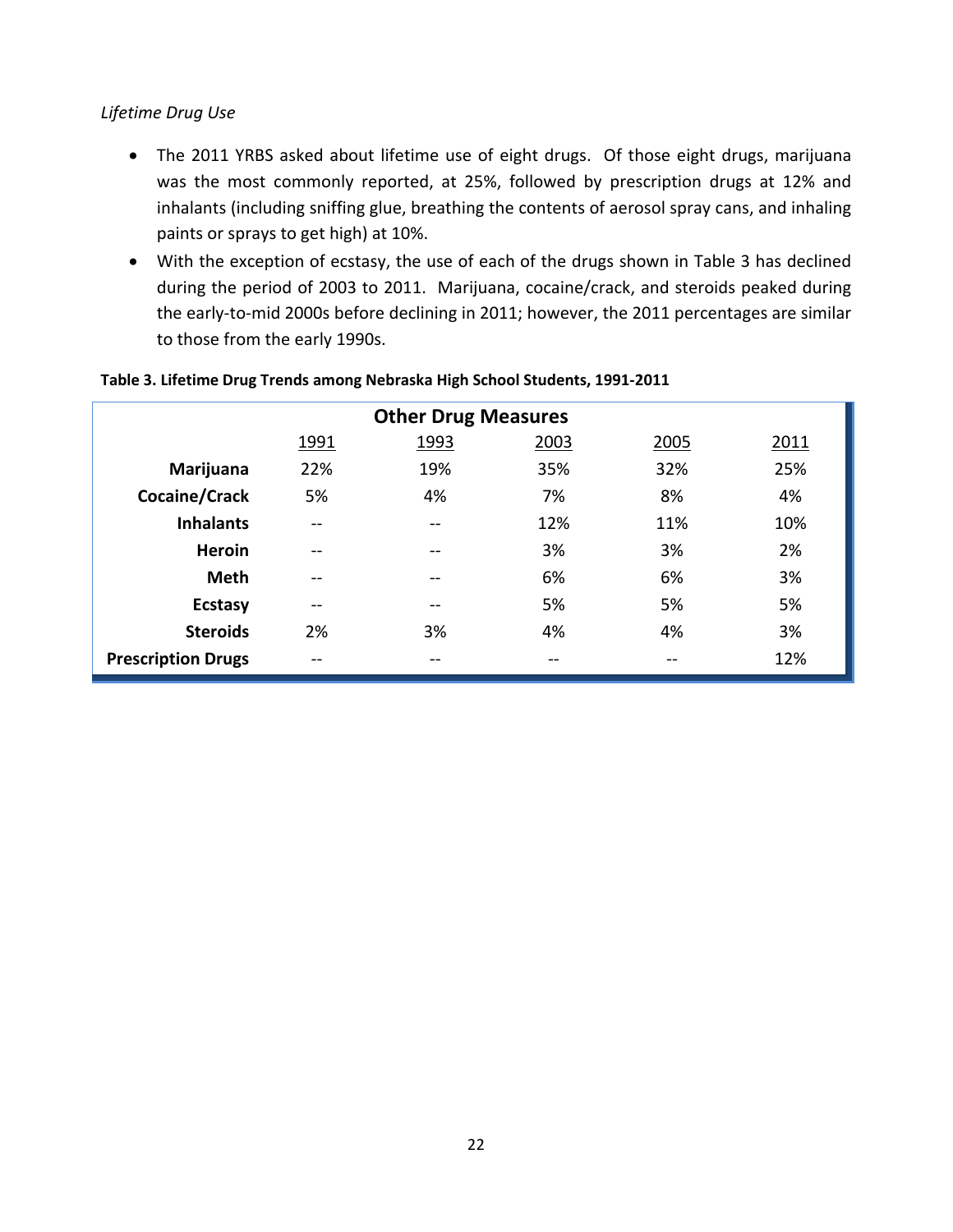*Lifetime Drug Use*

- The 2011 YRBS asked about lifetime use of eight drugs. Of those eight drugs, marijuana was the most commonly reported, at 25%, followed by prescription drugs at 12% and inhalants (including sniffing glue, breathing the contents of aerosol spray cans, and inhaling paints or sprays to get high) at 10%.
- With the exception of ecstasy, the use of each of the drugs shown in Table 3 has declined during the period of 2003 to 2011. Marijuana, cocaine/crack, and steroids peaked during the early-to-mid 2000s before declining in 2011; however, the 2011 percentages are similar to those from the early 1990s.

**Table 3. Lifetime Drug Trends among Nebraska High School Students, 1991-2011**

| Other Drug Measures | 1991 | 1993 | 2003 | 2005 | 2011 |
|---|---|---|---|---|---|
| **Marijuana** | 22% | 19% | 35% | 32% | 25% |
| **Cocaine/Crack** | 5% | 4% | 7% | 8% | 4% |
| **Inhalants** | -- | -- | 12% | 11% | 10% |
| **Heroin** | -- | -- | 3% | 3% | 2% |
| **Meth** | -- | -- | 6% | 6% | 3% |
| **Ecstasy** | -- | -- | 5% | 5% | 5% |
| **Steroids** | 2% | 3% | 4% | 4% | 3% |
| **Prescription Drugs** | -- | -- | -- | -- | 12% |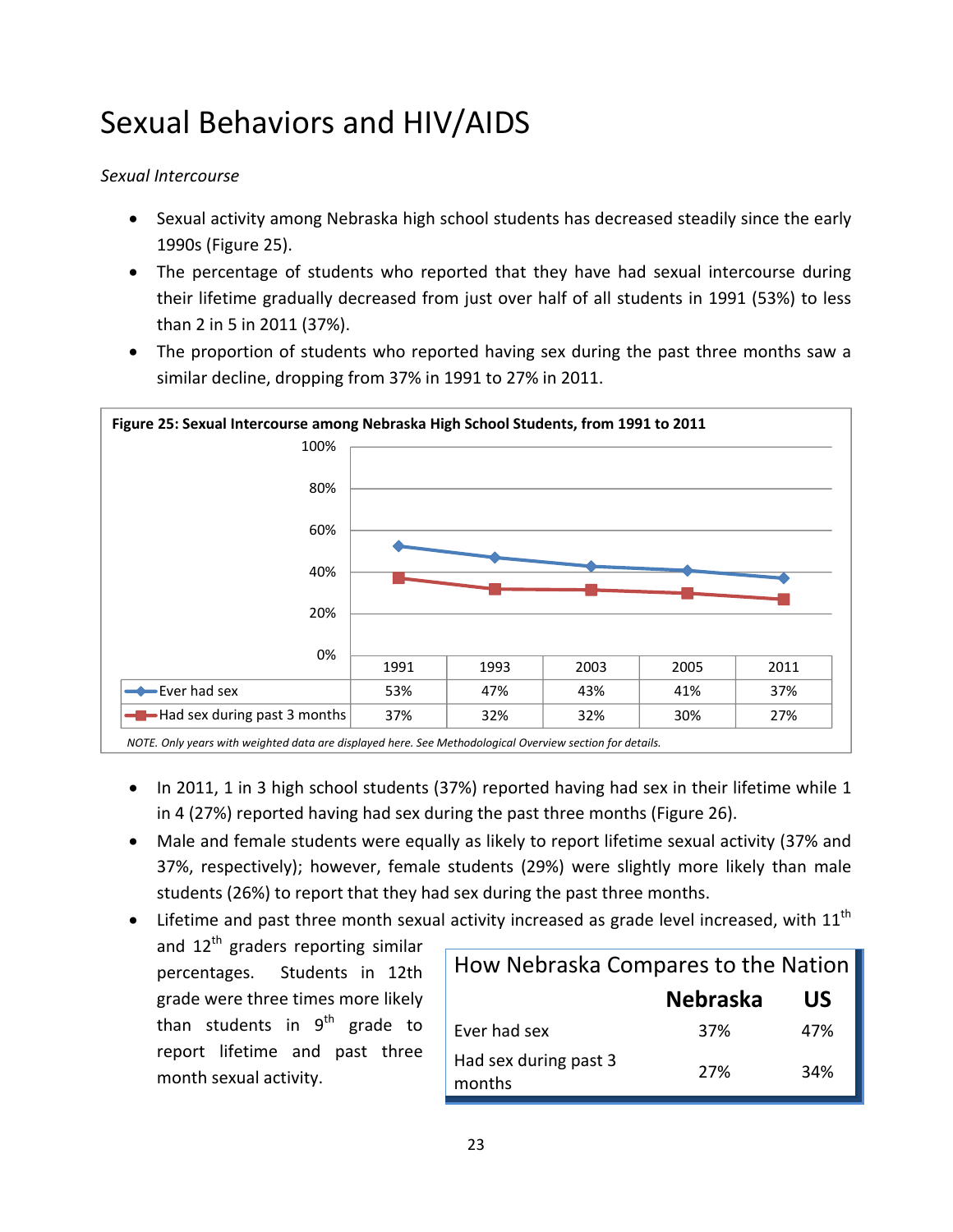# Sexual Behaviors and HIV/AIDS

*Sexual Intercourse*

- Sexual activity among Nebraska high school students has decreased steadily since the early 1990s (Figure 25).
- The percentage of students who reported that they have had sexual intercourse during their lifetime gradually decreased from just over half of all students in 1991 (53%) to less than 2 in 5 in 2011 (37%).
- The proportion of students who reported having sex during the past three months saw a similar decline, dropping from 37% in 1991 to 27% in 2011.

**Figure 25: Sexual Intercourse among Nebraska High School Students, from 1991 to 2011**

| | 1991 | 1993 | 2003 | 2005 | 2011 |
|---|---|---|---|---|---|
| Ever had sex | 53% | 47% | 43% | 41% | 37% |
| Had sex during past 3 months | 37% | 32% | 32% | 30% | 27% |

*NOTE. Only years with weighted data are displayed here. See Methodological Overview section for details.*

- In 2011, 1 in 3 high school students (37%) reported having had sex in their lifetime while 1 in 4 (27%) reported having had sex during the past three months (Figure 26).
- Male and female students were equally as likely to report lifetime sexual activity (37% and 37%, respectively); however, female students (29%) were slightly more likely than male students (26%) to report that they had sex during the past three months.
- Lifetime and past three month sexual activity increased as grade level increased, with 11th and 12th graders reporting similar percentages. Students in 12th grade were three times more likely than students in 9th grade to report lifetime and past three month sexual activity.

**How Nebraska Compares to the Nation**

| | Nebraska | US |
|---|---|---|
| Ever had sex | 37% | 47% |
| Had sex during past 3 months | 27% | 34% |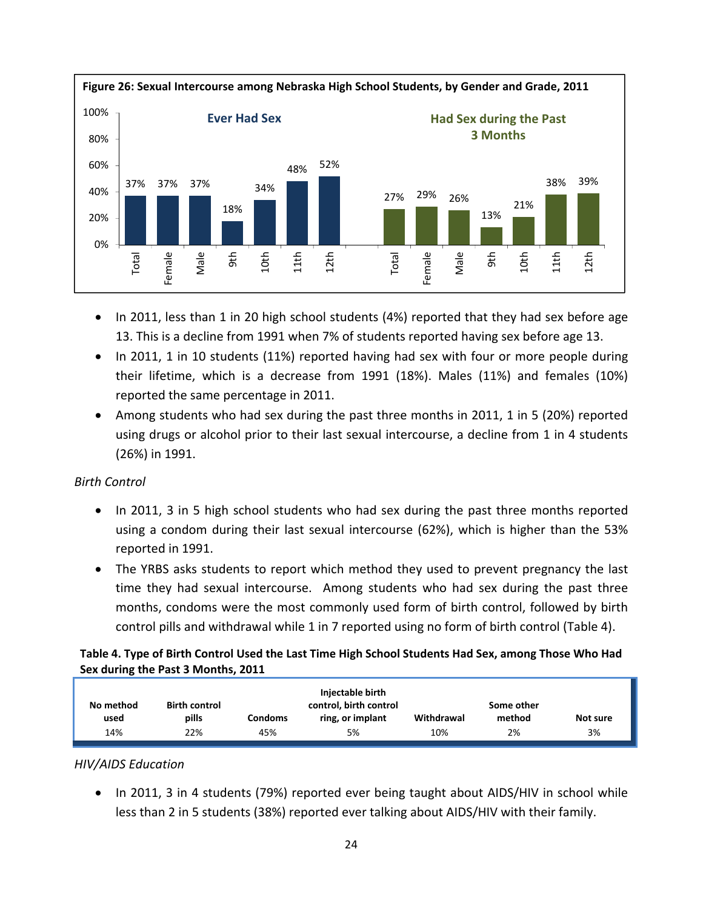**Figure 26: Sexual Intercourse among Nebraska High School Students, by Gender and Grade, 2011**

| | Total | Female | Male | 9th | 10th | 11th | 12th |
|---|---|---|---|---|---|---|---|
| Ever Had Sex | 37% | 37% | 37% | 18% | 34% | 48% | 52% |
| Had Sex during the Past 3 Months | 27% | 29% | 26% | 13% | 21% | 38% | 39% |

- In 2011, less than 1 in 20 high school students (4%) reported that they had sex before age 13. This is a decline from 1991 when 7% of students reported having sex before age 13.
- In 2011, 1 in 10 students (11%) reported having had sex with four or more people during their lifetime, which is a decrease from 1991 (18%). Males (11%) and females (10%) reported the same percentage in 2011.
- Among students who had sex during the past three months in 2011, 1 in 5 (20%) reported using drugs or alcohol prior to their last sexual intercourse, a decline from 1 in 4 students (26%) in 1991.

*Birth Control*

- In 2011, 3 in 5 high school students who had sex during the past three months reported using a condom during their last sexual intercourse (62%), which is higher than the 53% reported in 1991.
- The YRBS asks students to report which method they used to prevent pregnancy the last time they had sexual intercourse. Among students who had sex during the past three months, condoms were the most commonly used form of birth control, followed by birth control pills and withdrawal while 1 in 7 reported using no form of birth control (Table 4).

**Table 4. Type of Birth Control Used the Last Time High School Students Had Sex, among Those Who Had Sex during the Past 3 Months, 2011**

| No method used | Birth control pills | Condoms | Injectable birth control, birth control ring, or implant | Withdrawal | Some other method | Not sure |
|---|---|---|---|---|---|---|
| 14% | 22% | 45% | 5% | 10% | 2% | 3% |

*HIV/AIDS Education*

- In 2011, 3 in 4 students (79%) reported ever being taught about AIDS/HIV in school while less than 2 in 5 students (38%) reported ever talking about AIDS/HIV with their family.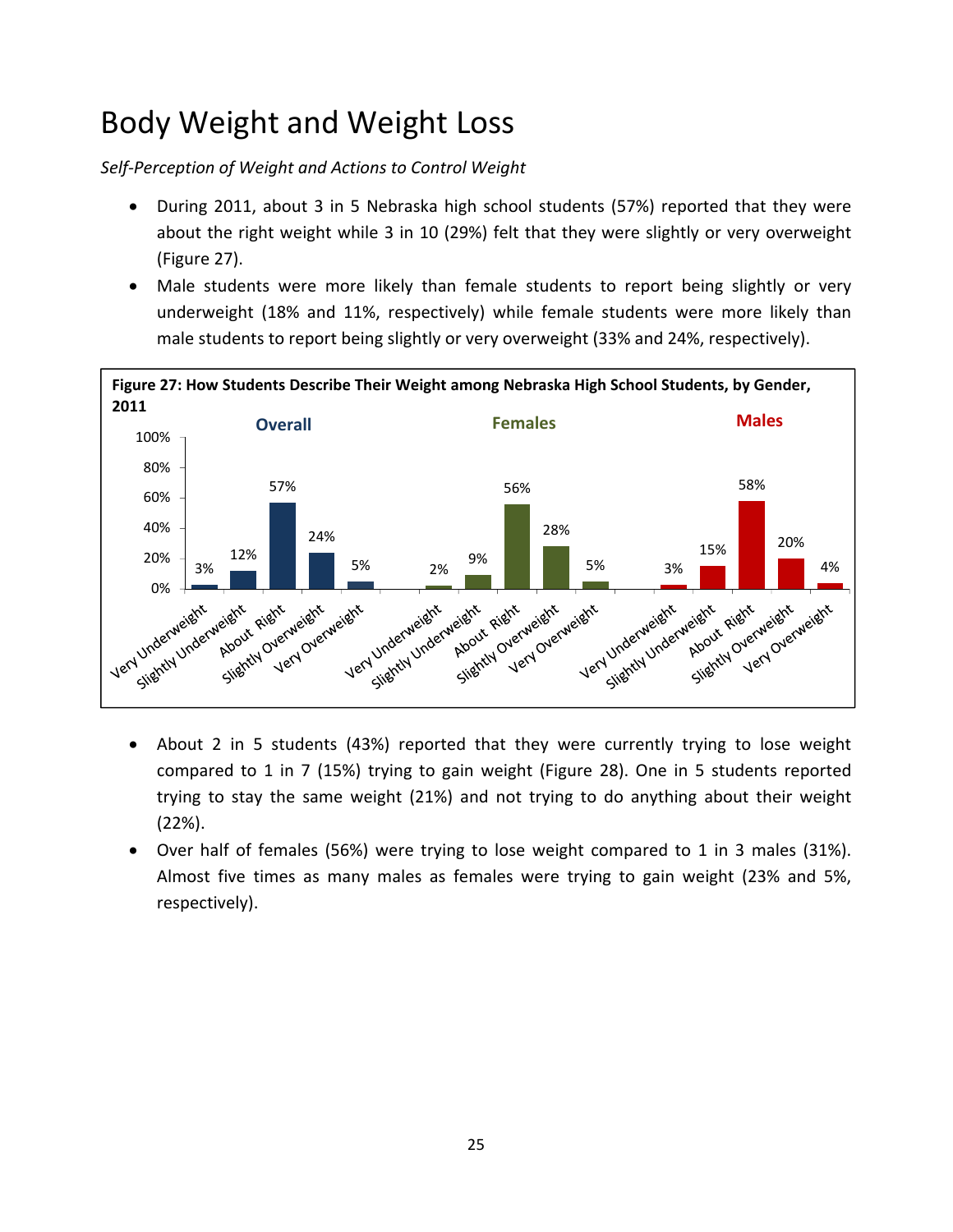# Body Weight and Weight Loss

*Self-Perception of Weight and Actions to Control Weight*

- During 2011, about 3 in 5 Nebraska high school students (57%) reported that they were about the right weight while 3 in 10 (29%) felt that they were slightly or very overweight (Figure 27).
- Male students were more likely than female students to report being slightly or very underweight (18% and 11%, respectively) while female students were more likely than male students to report being slightly or very overweight (33% and 24%, respectively).

**Figure 27: How Students Describe Their Weight among Nebraska High School Students, by Gender, 2011**

| | Overall | Females | Males |
|---|---|---|---|
| Very Underweight | 3% | 2% | 3% |
| Slightly Underweight | 12% | 9% | 15% |
| About Right | 57% | 56% | 58% |
| Slightly Overweight | 24% | 28% | 20% |
| Very Overweight | 5% | 5% | 4% |

- About 2 in 5 students (43%) reported that they were currently trying to lose weight compared to 1 in 7 (15%) trying to gain weight (Figure 28). One in 5 students reported trying to stay the same weight (21%) and not trying to do anything about their weight (22%).
- Over half of females (56%) were trying to lose weight compared to 1 in 3 males (31%). Almost five times as many males as females were trying to gain weight (23% and 5%, respectively).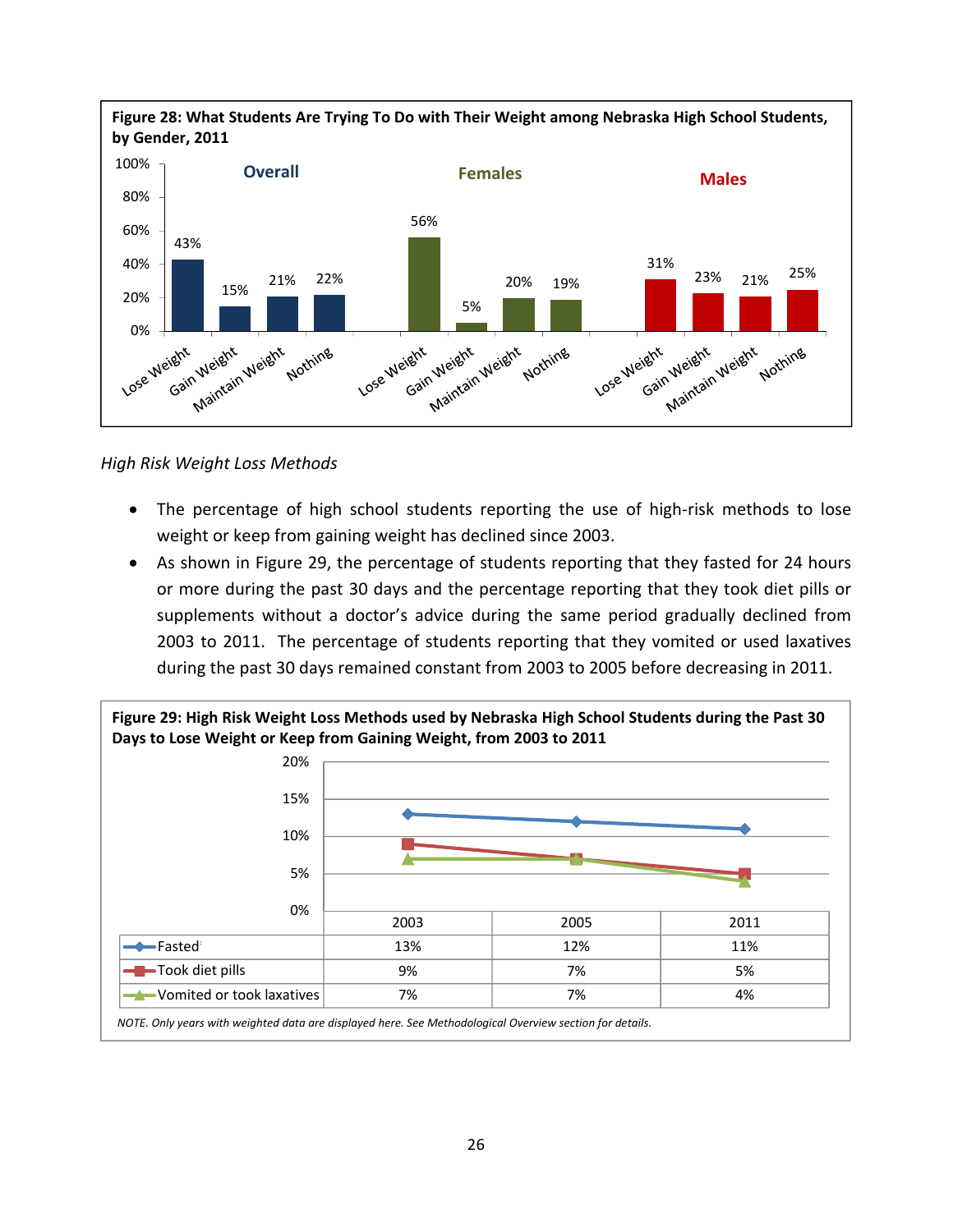**Figure 28: What Students Are Trying To Do with Their Weight among Nebraska High School Students, by Gender, 2011**

| | Lose Weight | Gain Weight | Maintain Weight | Nothing |
|---|---|---|---|---|
| Overall | 43% | 15% | 21% | 22% |
| Females | 56% | 5% | 20% | 19% |
| Males | 31% | 23% | 21% | 25% |

*High Risk Weight Loss Methods*

- The percentage of high school students reporting the use of high-risk methods to lose weight or keep from gaining weight has declined since 2003.
- As shown in Figure 29, the percentage of students reporting that they fasted for 24 hours or more during the past 30 days and the percentage reporting that they took diet pills or supplements without a doctor's advice during the same period gradually declined from 2003 to 2011. The percentage of students reporting that they vomited or used laxatives during the past 30 days remained constant from 2003 to 2005 before decreasing in 2011.

**Figure 29: High Risk Weight Loss Methods used by Nebraska High School Students during the Past 30 Days to Lose Weight or Keep from Gaining Weight, from 2003 to 2011**

| | 2003 | 2005 | 2011 |
|---|---|---|---|
| Fasted | 13% | 12% | 11% |
| Took diet pills | 9% | 7% | 5% |
| Vomited or took laxatives | 7% | 7% | 4% |

*NOTE. Only years with weighted data are displayed here. See Methodological Overview section for details.*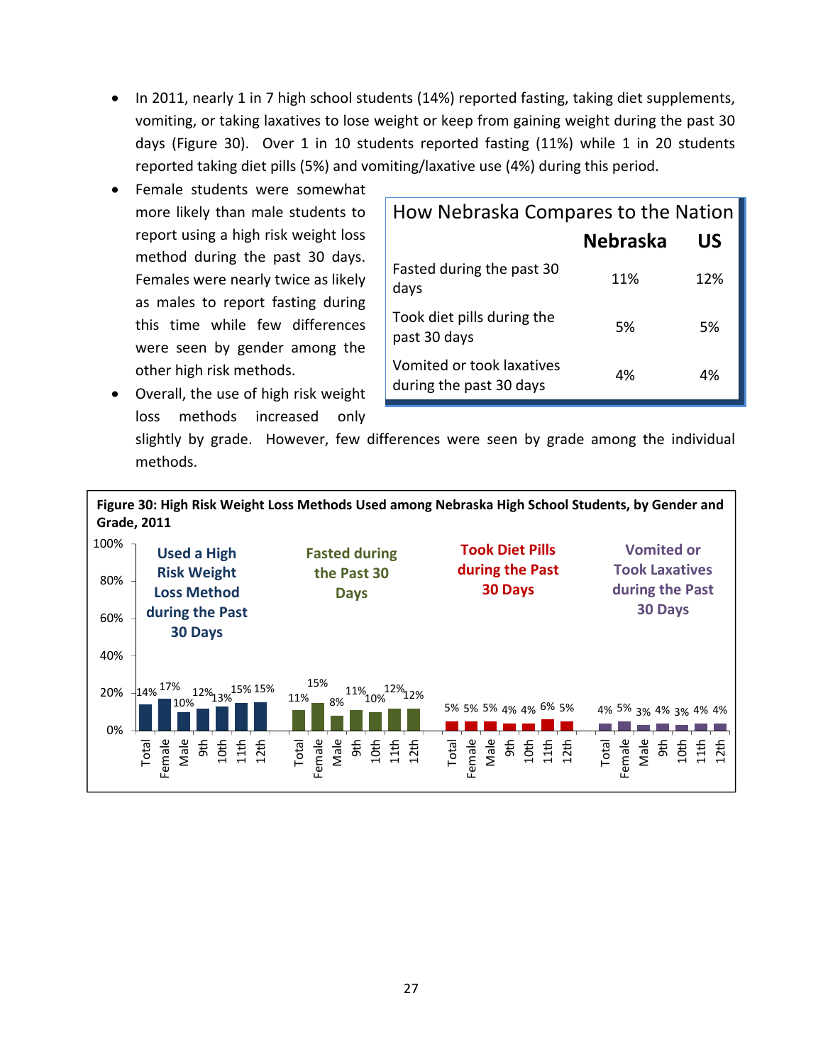- In 2011, nearly 1 in 7 high school students (14%) reported fasting, taking diet supplements, vomiting, or taking laxatives to lose weight or keep from gaining weight during the past 30 days (Figure 30). Over 1 in 10 students reported fasting (11%) while 1 in 20 students reported taking diet pills (5%) and vomiting/laxative use (4%) during this period.
- Female students were somewhat more likely than male students to report using a high risk weight loss method during the past 30 days. Females were nearly twice as likely as males to report fasting during this time while few differences were seen by gender among the other high risk methods.
- Overall, the use of high risk weight loss methods increased only slightly by grade. However, few differences were seen by grade among the individual methods.

**How Nebraska Compares to the Nation**

| | Nebraska | US |
|---|---|---|
| Fasted during the past 30 days | 11% | 12% |
| Took diet pills during the past 30 days | 5% | 5% |
| Vomited or took laxatives during the past 30 days | 4% | 4% |

**Figure 30: High Risk Weight Loss Methods Used among Nebraska High School Students, by Gender and Grade, 2011**

| | Total | Female | Male | 9th | 10th | 11th | 12th |
|---|---|---|---|---|---|---|---|
| Used a High Risk Weight Loss Method during the Past 30 Days | 14% | 17% | 10% | 12% | 13% | 15% | 15% |
| Fasted during the Past 30 Days | 11% | 15% | 8% | 11% | 10% | 12% | 12% |
| Took Diet Pills during the Past 30 Days | 5% | 5% | 5% | 4% | 4% | 6% | 5% |
| Vomited or Took Laxatives during the Past 30 Days | 4% | 5% | 3% | 4% | 3% | 4% | 4% |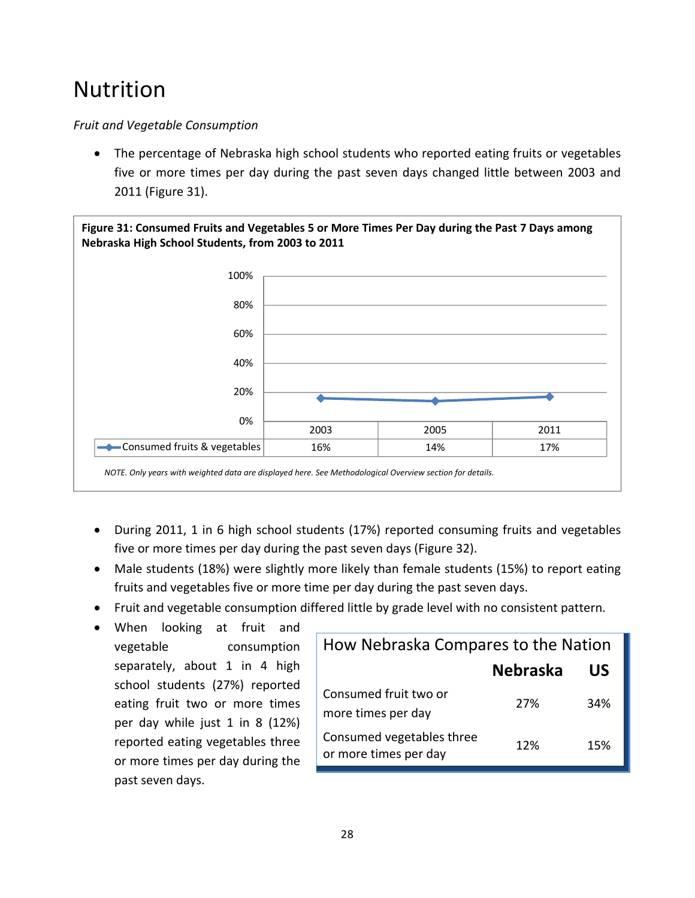# Nutrition

*Fruit and Vegetable Consumption*

- The percentage of Nebraska high school students who reported eating fruits or vegetables five or more times per day during the past seven days changed little between 2003 and 2011 (Figure 31).

**Figure 31: Consumed Fruits and Vegetables 5 or More Times Per Day during the Past 7 Days among Nebraska High School Students, from 2003 to 2011**

| | 2003 | 2005 | 2011 |
|---|---|---|---|
| Consumed fruits & vegetables | 16% | 14% | 17% |

*NOTE. Only years with weighted data are displayed here. See Methodological Overview section for details.*

- During 2011, 1 in 6 high school students (17%) reported consuming fruits and vegetables five or more times per day during the past seven days (Figure 32).
- Male students (18%) were slightly more likely than female students (15%) to report eating fruits and vegetables five or more time per day during the past seven days.
- Fruit and vegetable consumption differed little by grade level with no consistent pattern.
- When looking at fruit and vegetable consumption separately, about 1 in 4 high school students (27%) reported eating fruit two or more times per day while just 1 in 8 (12%) reported eating vegetables three or more times per day during the past seven days.

**How Nebraska Compares to the Nation**

| | Nebraska | US |
|---|---|---|
| Consumed fruit two or more times per day | 27% | 34% |
| Consumed vegetables three or more times per day | 12% | 15% |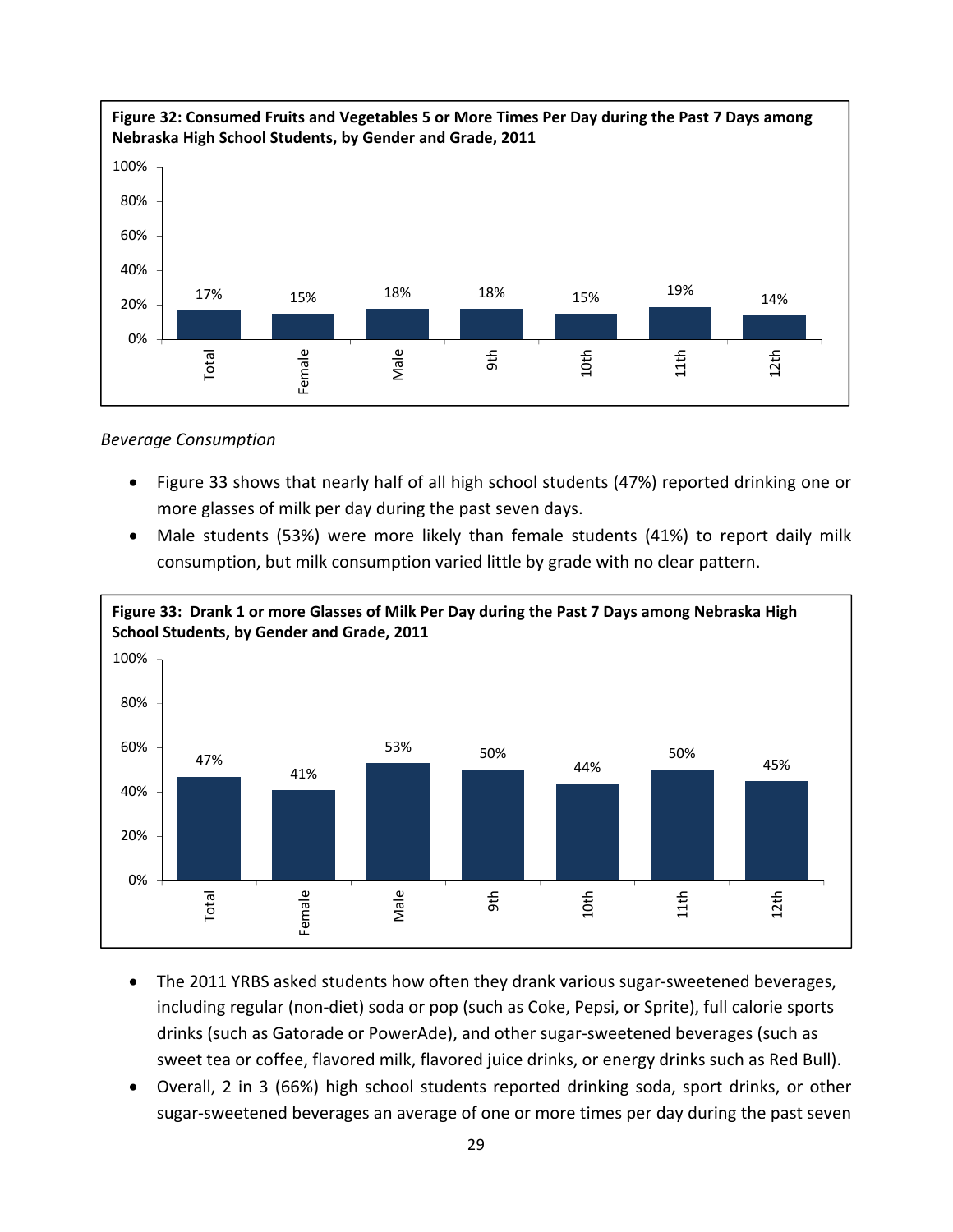**Figure 32: Consumed Fruits and Vegetables 5 or More Times Per Day during the Past 7 Days among Nebraska High School Students, by Gender and Grade, 2011**

| Group | Percent |
|---|---|
| Total | 17% |
| Female | 15% |
| Male | 18% |
| 9th | 18% |
| 10th | 15% |
| 11th | 19% |
| 12th | 14% |

*Beverage Consumption*

- Figure 33 shows that nearly half of all high school students (47%) reported drinking one or more glasses of milk per day during the past seven days.
- Male students (53%) were more likely than female students (41%) to report daily milk consumption, but milk consumption varied little by grade with no clear pattern.

**Figure 33: Drank 1 or more Glasses of Milk Per Day during the Past 7 Days among Nebraska High School Students, by Gender and Grade, 2011**

| Group | Percent |
|---|---|
| Total | 47% |
| Female | 41% |
| Male | 53% |
| 9th | 50% |
| 10th | 44% |
| 11th | 50% |
| 12th | 45% |

- The 2011 YRBS asked students how often they drank various sugar-sweetened beverages, including regular (non-diet) soda or pop (such as Coke, Pepsi, or Sprite), full calorie sports drinks (such as Gatorade or PowerAde), and other sugar-sweetened beverages (such as sweet tea or coffee, flavored milk, flavored juice drinks, or energy drinks such as Red Bull).
- Overall, 2 in 3 (66%) high school students reported drinking soda, sport drinks, or other sugar-sweetened beverages an average of one or more times per day during the past seven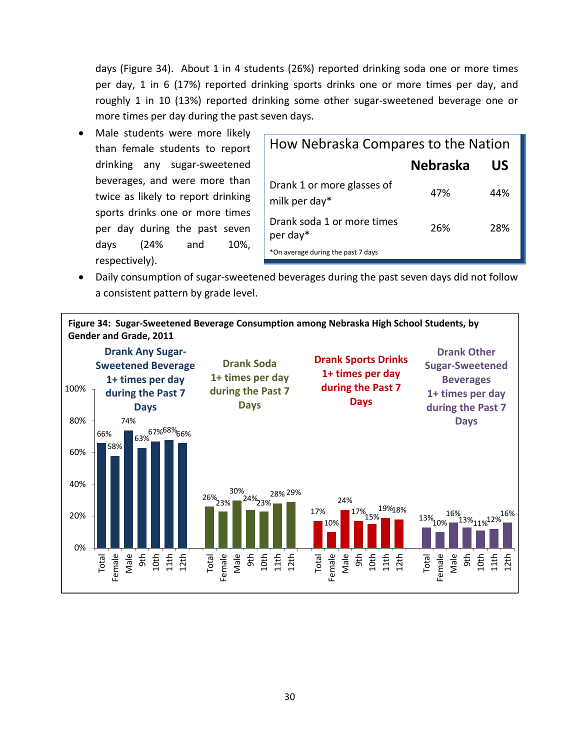days (Figure 34). About 1 in 4 students (26%) reported drinking soda one or more times per day, 1 in 6 (17%) reported drinking sports drinks one or more times per day, and roughly 1 in 10 (13%) reported drinking some other sugar-sweetened beverage one or more times per day during the past seven days.

- Male students were more likely than female students to report drinking any sugar-sweetened beverages, and were more than twice as likely to report drinking sports drinks one or more times per day during the past seven days (24% and 10%, respectively).

**How Nebraska Compares to the Nation**

| | Nebraska | US |
|---|---|---|
| Drank 1 or more glasses of milk per day* | 47% | 44% |
| Drank soda 1 or more times per day* | 26% | 28% |

*On average during the past 7 days

- Daily consumption of sugar-sweetened beverages during the past seven days did not follow a consistent pattern by grade level.

**Figure 34: Sugar-Sweetened Beverage Consumption among Nebraska High School Students, by Gender and Grade, 2011**

| | Total | Female | Male | 9th | 10th | 11th | 12th |
|---|---|---|---|---|---|---|---|
| Drank Any Sugar-Sweetened Beverage 1+ times per day during the Past 7 Days | 66% | 58% | 74% | 63% | 67% | 68% | 66% |
| Drank Soda 1+ times per day during the Past 7 Days | 26% | 23% | 30% | 24% | 23% | 28% | 29% |
| Drank Sports Drinks 1+ times per day during the Past 7 Days | 17% | 10% | 24% | 17% | 15% | 19% | 18% |
| Drank Other Sugar-Sweetened Beverages 1+ times per day during the Past 7 Days | 13% | 10% | 16% | 13% | 11% | 12% | 16% |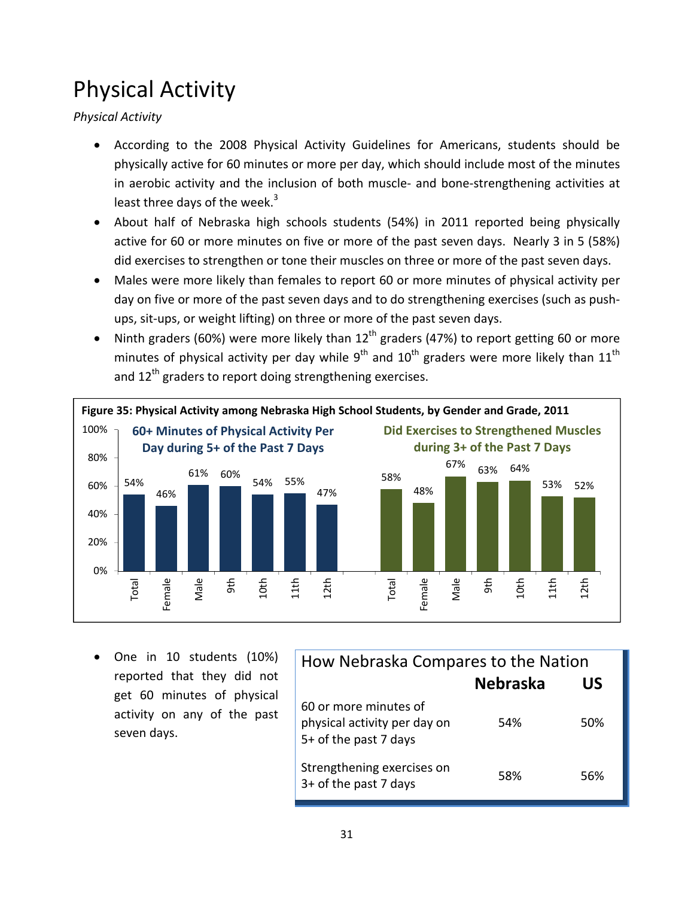# Physical Activity

*Physical Activity*

- According to the 2008 Physical Activity Guidelines for Americans, students should be physically active for 60 minutes or more per day, which should include most of the minutes in aerobic activity and the inclusion of both muscle- and bone-strengthening activities at least three days of the week.[3]
- About half of Nebraska high schools students (54%) in 2011 reported being physically active for 60 or more minutes on five or more of the past seven days. Nearly 3 in 5 (58%) did exercises to strengthen or tone their muscles on three or more of the past seven days.
- Males were more likely than females to report 60 or more minutes of physical activity per day on five or more of the past seven days and to do strengthening exercises (such as push-ups, sit-ups, or weight lifting) on three or more of the past seven days.
- Ninth graders (60%) were more likely than 12th graders (47%) to report getting 60 or more minutes of physical activity per day while 9th and 10th graders were more likely than 11th and 12th graders to report doing strengthening exercises.

**Figure 35: Physical Activity among Nebraska High School Students, by Gender and Grade, 2011**

| | Total | Female | Male | 9th | 10th | 11th | 12th |
|---|---|---|---|---|---|---|---|
| 60+ Minutes of Physical Activity Per Day during 5+ of the Past 7 Days | 54% | 46% | 61% | 60% | 54% | 55% | 47% |
| Did Exercises to Strengthened Muscles during 3+ of the Past 7 Days | 58% | 48% | 67% | 63% | 64% | 53% | 52% |

- One in 10 students (10%) reported that they did not get 60 minutes of physical activity on any of the past seven days.

**How Nebraska Compares to the Nation**

| | Nebraska | US |
|---|---|---|
| 60 or more minutes of physical activity per day on 5+ of the past 7 days | 54% | 50% |
| Strengthening exercises on 3+ of the past 7 days | 58% | 56% |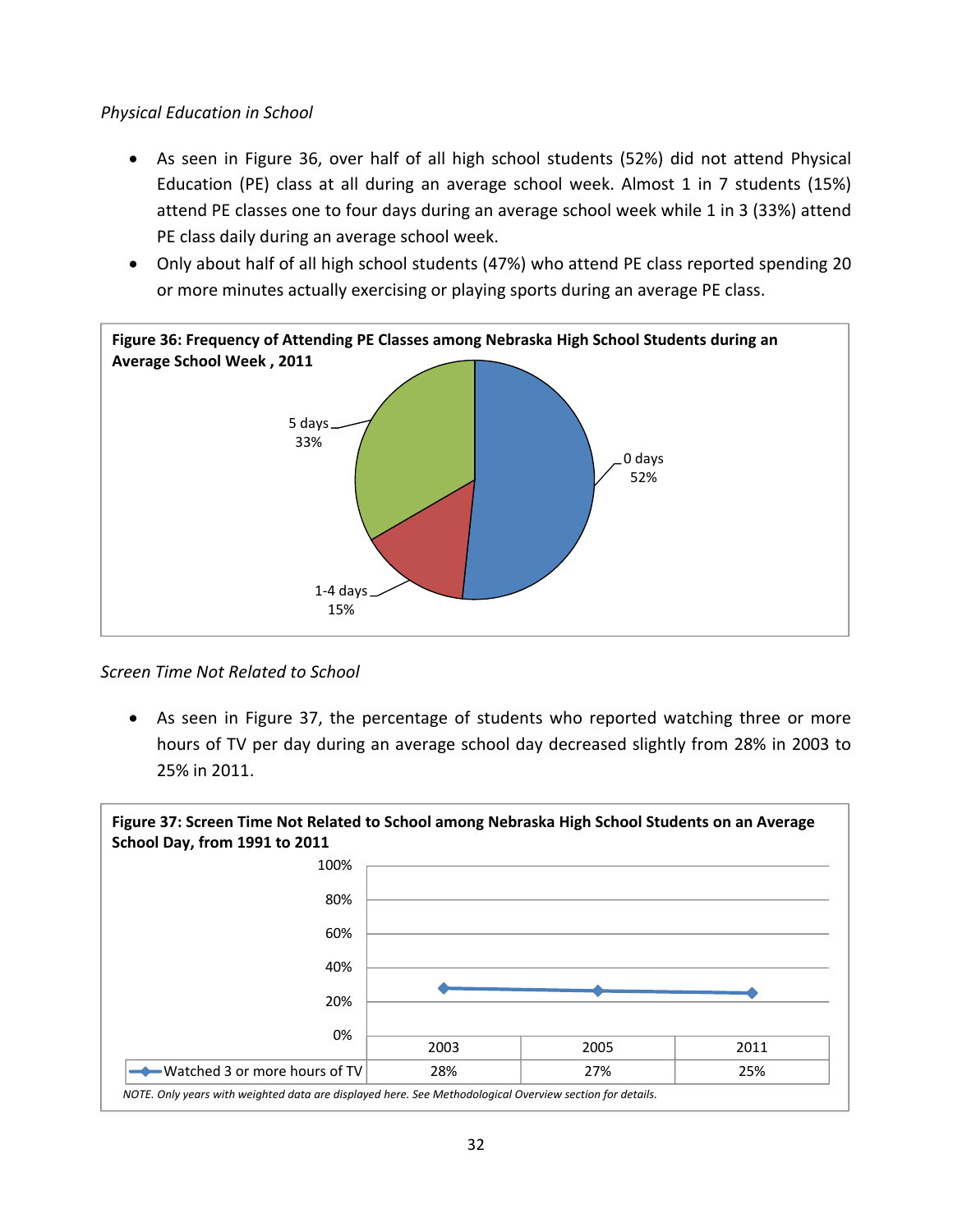*Physical Education in School*

- As seen in Figure 36, over half of all high school students (52%) did not attend Physical Education (PE) class at all during an average school week. Almost 1 in 7 students (15%) attend PE classes one to four days during an average school week while 1 in 3 (33%) attend PE class daily during an average school week.
- Only about half of all high school students (47%) who attend PE class reported spending 20 or more minutes actually exercising or playing sports during an average PE class.

**Figure 36: Frequency of Attending PE Classes among Nebraska High School Students during an Average School Week , 2011**

| Days | Percent |
|---|---|
| 0 days | 52% |
| 1-4 days | 15% |
| 5 days | 33% |

*Screen Time Not Related to School*

- As seen in Figure 37, the percentage of students who reported watching three or more hours of TV per day during an average school day decreased slightly from 28% in 2003 to 25% in 2011.

**Figure 37: Screen Time Not Related to School among Nebraska High School Students on an Average School Day, from 1991 to 2011**

| | 2003 | 2005 | 2011 |
|---|---|---|---|
| Watched 3 or more hours of TV | 28% | 27% | 25% |

*NOTE. Only years with weighted data are displayed here. See Methodological Overview section for details.*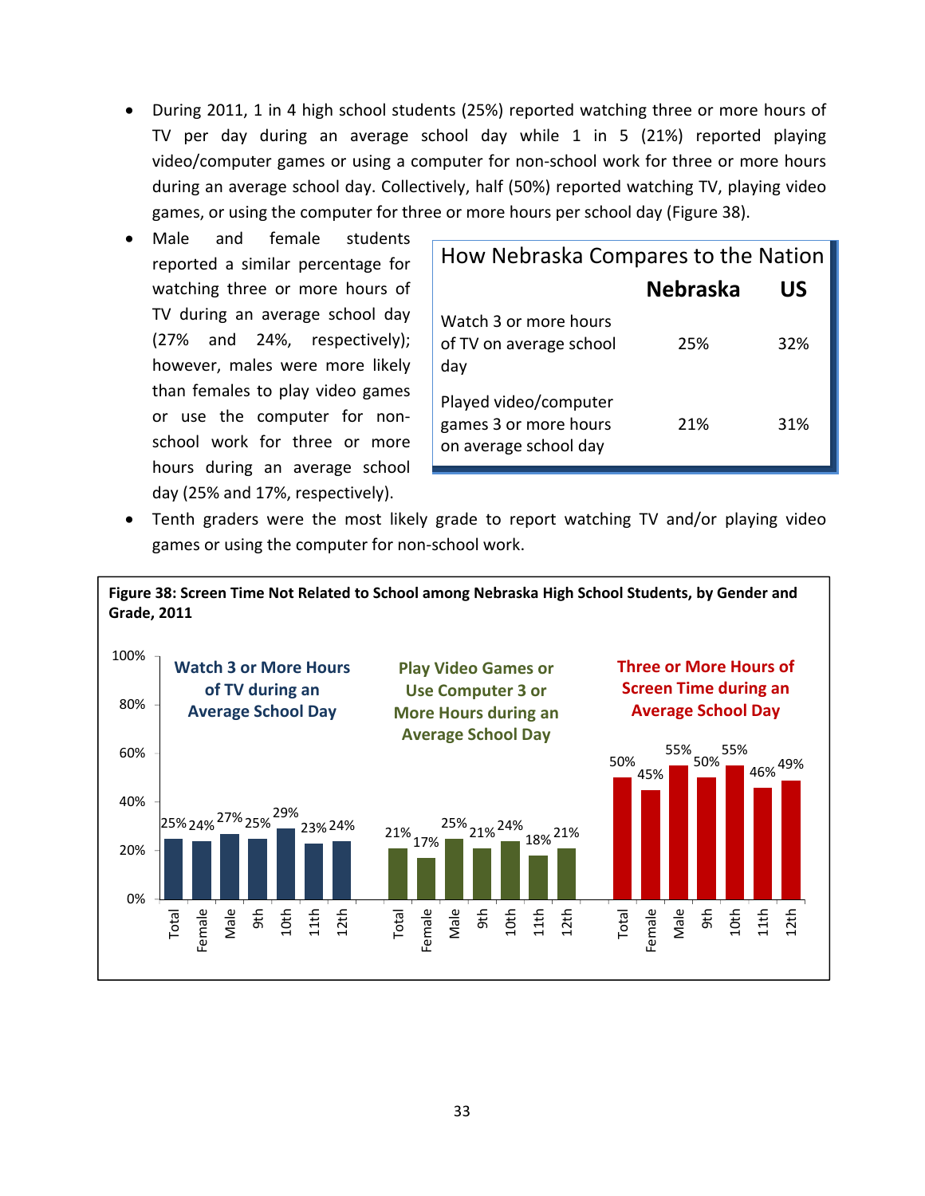- During 2011, 1 in 4 high school students (25%) reported watching three or more hours of TV per day during an average school day while 1 in 5 (21%) reported playing video/computer games or using a computer for non-school work for three or more hours during an average school day. Collectively, half (50%) reported watching TV, playing video games, or using the computer for three or more hours per school day (Figure 38).
- Male and female students reported a similar percentage for watching three or more hours of TV during an average school day (27% and 24%, respectively); however, males were more likely than females to play video games or use the computer for non-school work for three or more hours during an average school day (25% and 17%, respectively).

**How Nebraska Compares to the Nation**

| | Nebraska | US |
|---|---|---|
| Watch 3 or more hours of TV on average school day | 25% | 32% |
| Played video/computer games 3 or more hours on average school day | 21% | 31% |

- Tenth graders were the most likely grade to report watching TV and/or playing video games or using the computer for non-school work.

**Figure 38: Screen Time Not Related to School among Nebraska High School Students, by Gender and Grade, 2011**

| | Total | Female | Male | 9th | 10th | 11th | 12th |
|---|---|---|---|---|---|---|---|
| Watch 3 or More Hours of TV during an Average School Day | 25% | 24% | 27% | 25% | 29% | 23% | 24% |
| Play Video Games or Use Computer 3 or More Hours during an Average School Day | 21% | 17% | 25% | 21% | 24% | 18% | 21% |
| Three or More Hours of Screen Time during an Average School Day | 50% | 45% | 55% | 50% | 55% | 46% | 49% |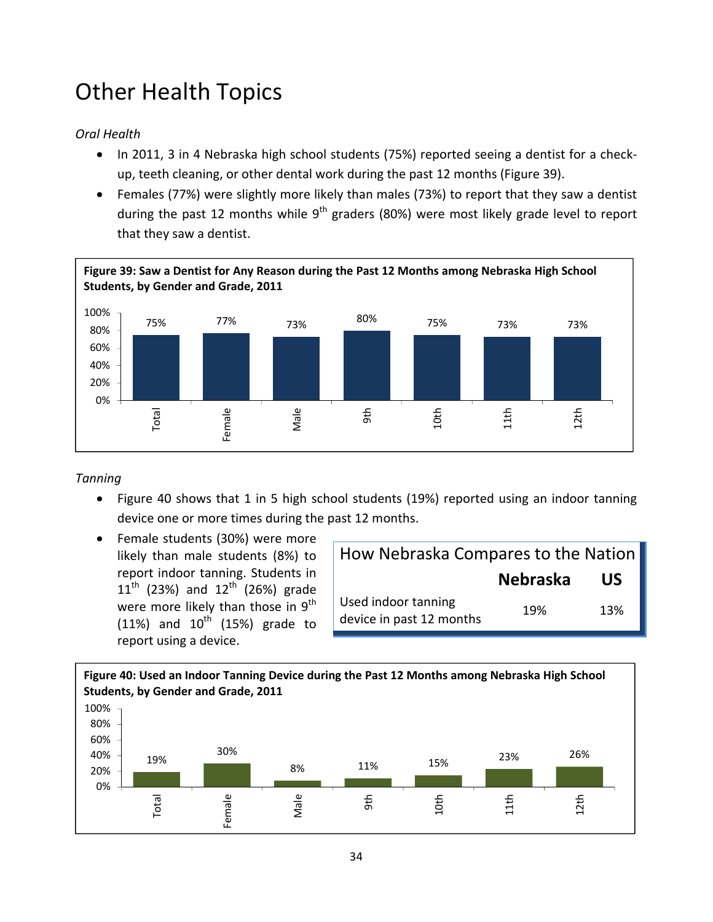# Other Health Topics

*Oral Health*

- In 2011, 3 in 4 Nebraska high school students (75%) reported seeing a dentist for a check-up, teeth cleaning, or other dental work during the past 12 months (Figure 39).
- Females (77%) were slightly more likely than males (73%) to report that they saw a dentist during the past 12 months while 9th graders (80%) were most likely grade level to report that they saw a dentist.

**Figure 39: Saw a Dentist for Any Reason during the Past 12 Months among Nebraska High School Students, by Gender and Grade, 2011**

| Total | Female | Male | 9th | 10th | 11th | 12th |
|---|---|---|---|---|---|---|
| 75% | 77% | 73% | 80% | 75% | 73% | 73% |

*Tanning*

- Figure 40 shows that 1 in 5 high school students (19%) reported using an indoor tanning device one or more times during the past 12 months.
- Female students (30%) were more likely than male students (8%) to report indoor tanning. Students in 11th (23%) and 12th (26%) grade were more likely than those in 9th (11%) and 10th (15%) grade to report using a device.

**How Nebraska Compares to the Nation**

| | Nebraska | US |
|---|---|---|
| Used indoor tanning device in past 12 months | 19% | 13% |

**Figure 40: Used an Indoor Tanning Device during the Past 12 Months among Nebraska High School Students, by Gender and Grade, 2011**

| Total | Female | Male | 9th | 10th | 11th | 12th |
|---|---|---|---|---|---|---|
| 19% | 30% | 8% | 11% | 15% | 23% | 26% |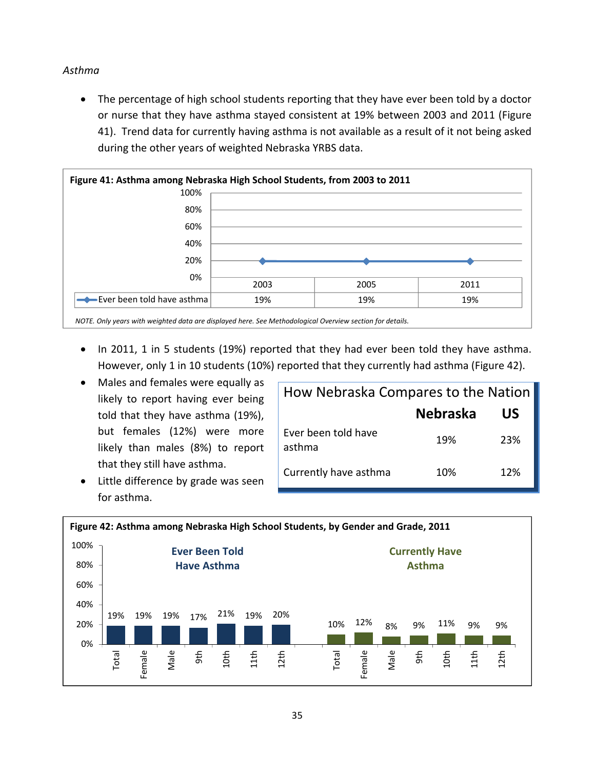*Asthma*

- The percentage of high school students reporting that they have ever been told by a doctor or nurse that they have asthma stayed consistent at 19% between 2003 and 2011 (Figure 41). Trend data for currently having asthma is not available as a result of it not being asked during the other years of weighted Nebraska YRBS data.

**Figure 41: Asthma among Nebraska High School Students, from 2003 to 2011**

| | 2003 | 2005 | 2011 |
|---|---|---|---|
| Ever been told have asthma | 19% | 19% | 19% |

*NOTE. Only years with weighted data are displayed here. See Methodological Overview section for details.*

- In 2011, 1 in 5 students (19%) reported that they had ever been told they have asthma. However, only 1 in 10 students (10%) reported that they currently had asthma (Figure 42).
- Males and females were equally as likely to report having ever being told that they have asthma (19%), but females (12%) were more likely than males (8%) to report that they still have asthma.
- Little difference by grade was seen for asthma.

**How Nebraska Compares to the Nation**

| | Nebraska | US |
|---|---|---|
| Ever been told have asthma | 19% | 23% |
| Currently have asthma | 10% | 12% |

**Figure 42: Asthma among Nebraska High School Students, by Gender and Grade, 2011**

| | Total | Female | Male | 9th | 10th | 11th | 12th |
|---|---|---|---|---|---|---|---|
| Ever Been Told Have Asthma | 19% | 19% | 19% | 17% | 21% | 19% | 20% |
| Currently Have Asthma | 10% | 12% | 8% | 9% | 11% | 9% | 9% |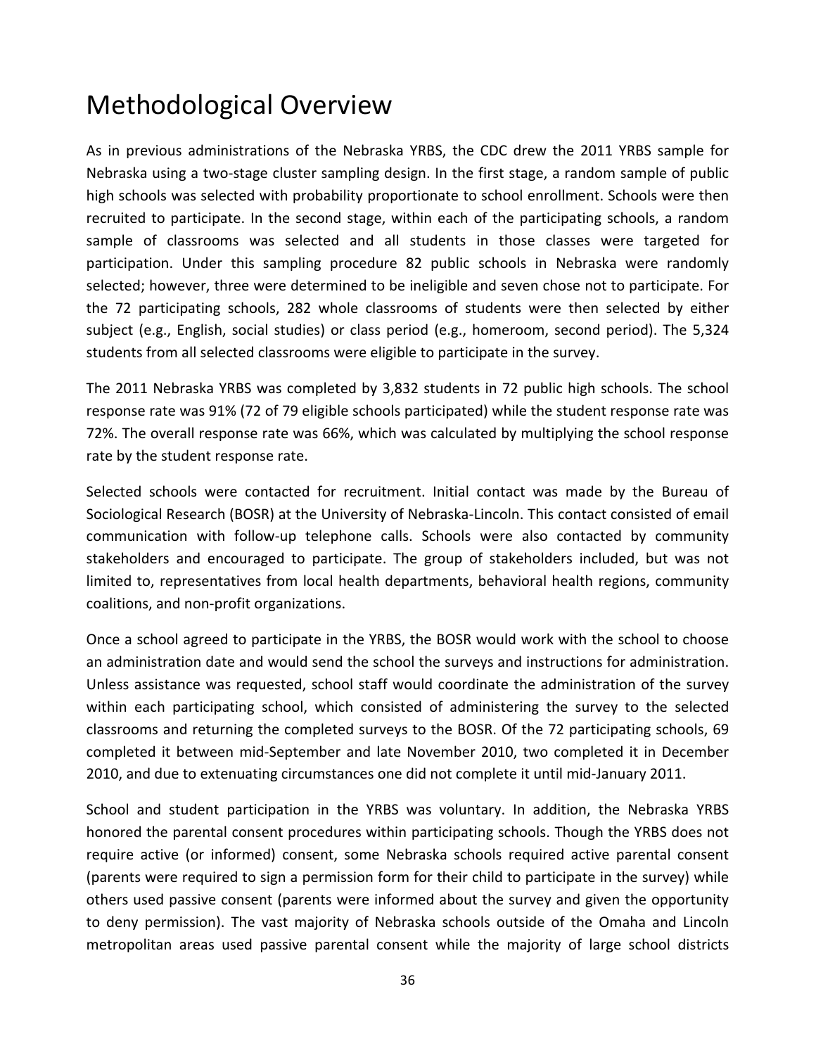# Methodological Overview

As in previous administrations of the Nebraska YRBS, the CDC drew the 2011 YRBS sample for Nebraska using a two-stage cluster sampling design. In the first stage, a random sample of public high schools was selected with probability proportionate to school enrollment. Schools were then recruited to participate. In the second stage, within each of the participating schools, a random sample of classrooms was selected and all students in those classes were targeted for participation. Under this sampling procedure 82 public schools in Nebraska were randomly selected; however, three were determined to be ineligible and seven chose not to participate. For the 72 participating schools, 282 whole classrooms of students were then selected by either subject (e.g., English, social studies) or class period (e.g., homeroom, second period). The 5,324 students from all selected classrooms were eligible to participate in the survey.

The 2011 Nebraska YRBS was completed by 3,832 students in 72 public high schools. The school response rate was 91% (72 of 79 eligible schools participated) while the student response rate was 72%. The overall response rate was 66%, which was calculated by multiplying the school response rate by the student response rate.

Selected schools were contacted for recruitment. Initial contact was made by the Bureau of Sociological Research (BOSR) at the University of Nebraska-Lincoln. This contact consisted of email communication with follow-up telephone calls. Schools were also contacted by community stakeholders and encouraged to participate. The group of stakeholders included, but was not limited to, representatives from local health departments, behavioral health regions, community coalitions, and non-profit organizations.

Once a school agreed to participate in the YRBS, the BOSR would work with the school to choose an administration date and would send the school the surveys and instructions for administration. Unless assistance was requested, school staff would coordinate the administration of the survey within each participating school, which consisted of administering the survey to the selected classrooms and returning the completed surveys to the BOSR. Of the 72 participating schools, 69 completed it between mid-September and late November 2010, two completed it in December 2010, and due to extenuating circumstances one did not complete it until mid-January 2011.

School and student participation in the YRBS was voluntary. In addition, the Nebraska YRBS honored the parental consent procedures within participating schools. Though the YRBS does not require active (or informed) consent, some Nebraska schools required active parental consent (parents were required to sign a permission form for their child to participate in the survey) while others used passive consent (parents were informed about the survey and given the opportunity to deny permission). The vast majority of Nebraska schools outside of the Omaha and Lincoln metropolitan areas used passive parental consent while the majority of large school districts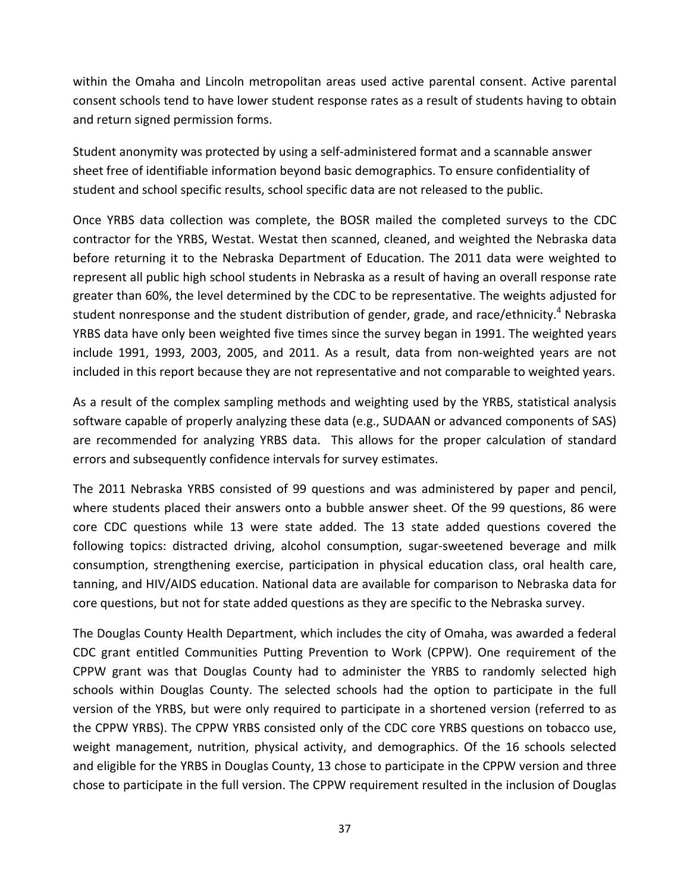within the Omaha and Lincoln metropolitan areas used active parental consent. Active parental consent schools tend to have lower student response rates as a result of students having to obtain and return signed permission forms.

Student anonymity was protected by using a self-administered format and a scannable answer sheet free of identifiable information beyond basic demographics. To ensure confidentiality of student and school specific results, school specific data are not released to the public.

Once YRBS data collection was complete, the BOSR mailed the completed surveys to the CDC contractor for the YRBS, Westat. Westat then scanned, cleaned, and weighted the Nebraska data before returning it to the Nebraska Department of Education. The 2011 data were weighted to represent all public high school students in Nebraska as a result of having an overall response rate greater than 60%, the level determined by the CDC to be representative. The weights adjusted for student nonresponse and the student distribution of gender, grade, and race/ethnicity.[4] Nebraska YRBS data have only been weighted five times since the survey began in 1991. The weighted years include 1991, 1993, 2003, 2005, and 2011. As a result, data from non-weighted years are not included in this report because they are not representative and not comparable to weighted years.

As a result of the complex sampling methods and weighting used by the YRBS, statistical analysis software capable of properly analyzing these data (e.g., SUDAAN or advanced components of SAS) are recommended for analyzing YRBS data. This allows for the proper calculation of standard errors and subsequently confidence intervals for survey estimates.

The 2011 Nebraska YRBS consisted of 99 questions and was administered by paper and pencil, where students placed their answers onto a bubble answer sheet. Of the 99 questions, 86 were core CDC questions while 13 were state added. The 13 state added questions covered the following topics: distracted driving, alcohol consumption, sugar-sweetened beverage and milk consumption, strengthening exercise, participation in physical education class, oral health care, tanning, and HIV/AIDS education. National data are available for comparison to Nebraska data for core questions, but not for state added questions as they are specific to the Nebraska survey.

The Douglas County Health Department, which includes the city of Omaha, was awarded a federal CDC grant entitled Communities Putting Prevention to Work (CPPW). One requirement of the CPPW grant was that Douglas County had to administer the YRBS to randomly selected high schools within Douglas County. The selected schools had the option to participate in the full version of the YRBS, but were only required to participate in a shortened version (referred to as the CPPW YRBS). The CPPW YRBS consisted only of the CDC core YRBS questions on tobacco use, weight management, nutrition, physical activity, and demographics. Of the 16 schools selected and eligible for the YRBS in Douglas County, 13 chose to participate in the CPPW version and three chose to participate in the full version. The CPPW requirement resulted in the inclusion of Douglas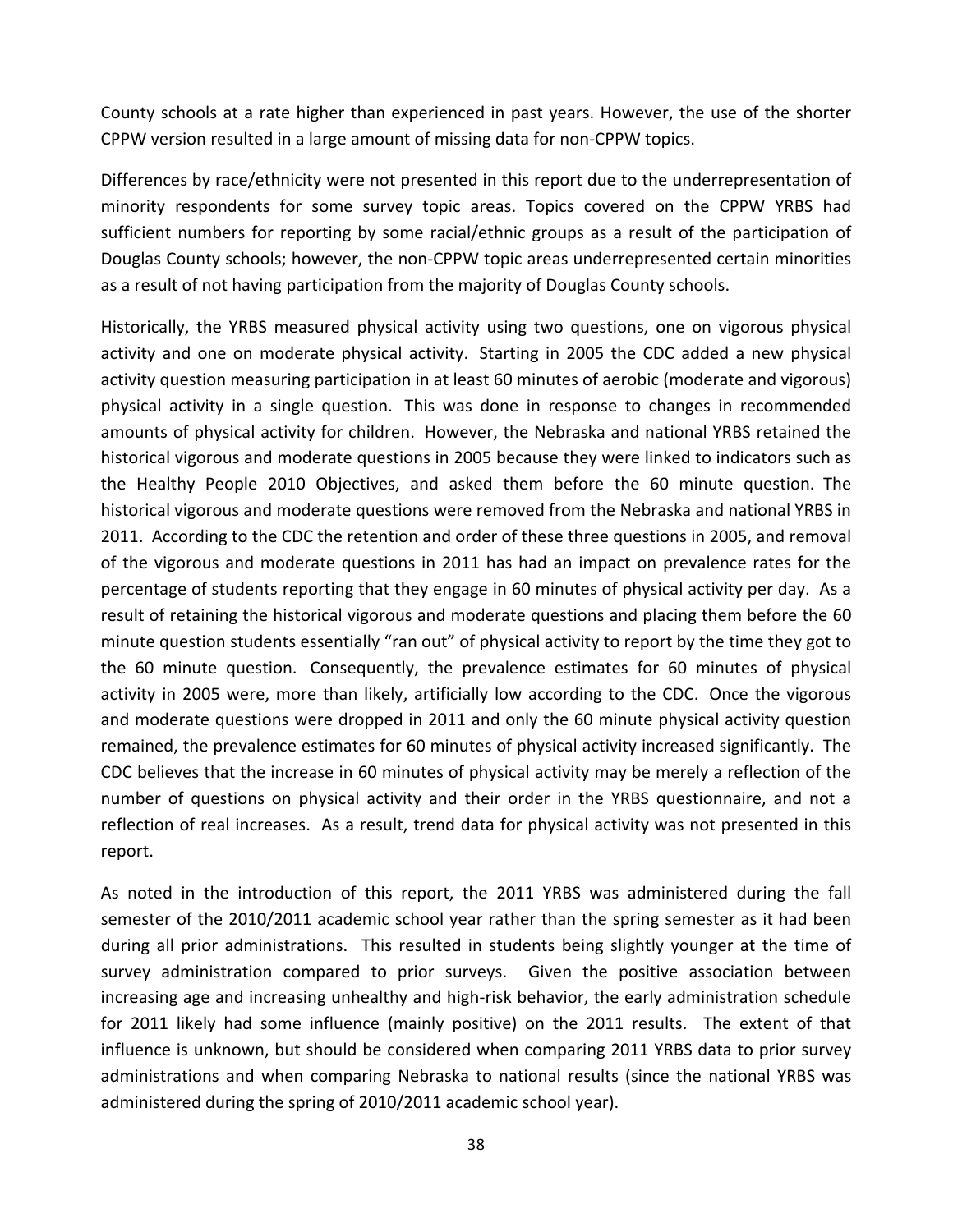County schools at a rate higher than experienced in past years. However, the use of the shorter CPPW version resulted in a large amount of missing data for non-CPPW topics.

Differences by race/ethnicity were not presented in this report due to the underrepresentation of minority respondents for some survey topic areas. Topics covered on the CPPW YRBS had sufficient numbers for reporting by some racial/ethnic groups as a result of the participation of Douglas County schools; however, the non-CPPW topic areas underrepresented certain minorities as a result of not having participation from the majority of Douglas County schools.

Historically, the YRBS measured physical activity using two questions, one on vigorous physical activity and one on moderate physical activity. Starting in 2005 the CDC added a new physical activity question measuring participation in at least 60 minutes of aerobic (moderate and vigorous) physical activity in a single question. This was done in response to changes in recommended amounts of physical activity for children. However, the Nebraska and national YRBS retained the historical vigorous and moderate questions in 2005 because they were linked to indicators such as the Healthy People 2010 Objectives, and asked them before the 60 minute question. The historical vigorous and moderate questions were removed from the Nebraska and national YRBS in 2011. According to the CDC the retention and order of these three questions in 2005, and removal of the vigorous and moderate questions in 2011 has had an impact on prevalence rates for the percentage of students reporting that they engage in 60 minutes of physical activity per day. As a result of retaining the historical vigorous and moderate questions and placing them before the 60 minute question students essentially "ran out" of physical activity to report by the time they got to the 60 minute question. Consequently, the prevalence estimates for 60 minutes of physical activity in 2005 were, more than likely, artificially low according to the CDC. Once the vigorous and moderate questions were dropped in 2011 and only the 60 minute physical activity question remained, the prevalence estimates for 60 minutes of physical activity increased significantly. The CDC believes that the increase in 60 minutes of physical activity may be merely a reflection of the number of questions on physical activity and their order in the YRBS questionnaire, and not a reflection of real increases. As a result, trend data for physical activity was not presented in this report.

As noted in the introduction of this report, the 2011 YRBS was administered during the fall semester of the 2010/2011 academic school year rather than the spring semester as it had been during all prior administrations. This resulted in students being slightly younger at the time of survey administration compared to prior surveys. Given the positive association between increasing age and increasing unhealthy and high-risk behavior, the early administration schedule for 2011 likely had some influence (mainly positive) on the 2011 results. The extent of that influence is unknown, but should be considered when comparing 2011 YRBS data to prior survey administrations and when comparing Nebraska to national results (since the national YRBS was administered during the spring of 2010/2011 academic school year).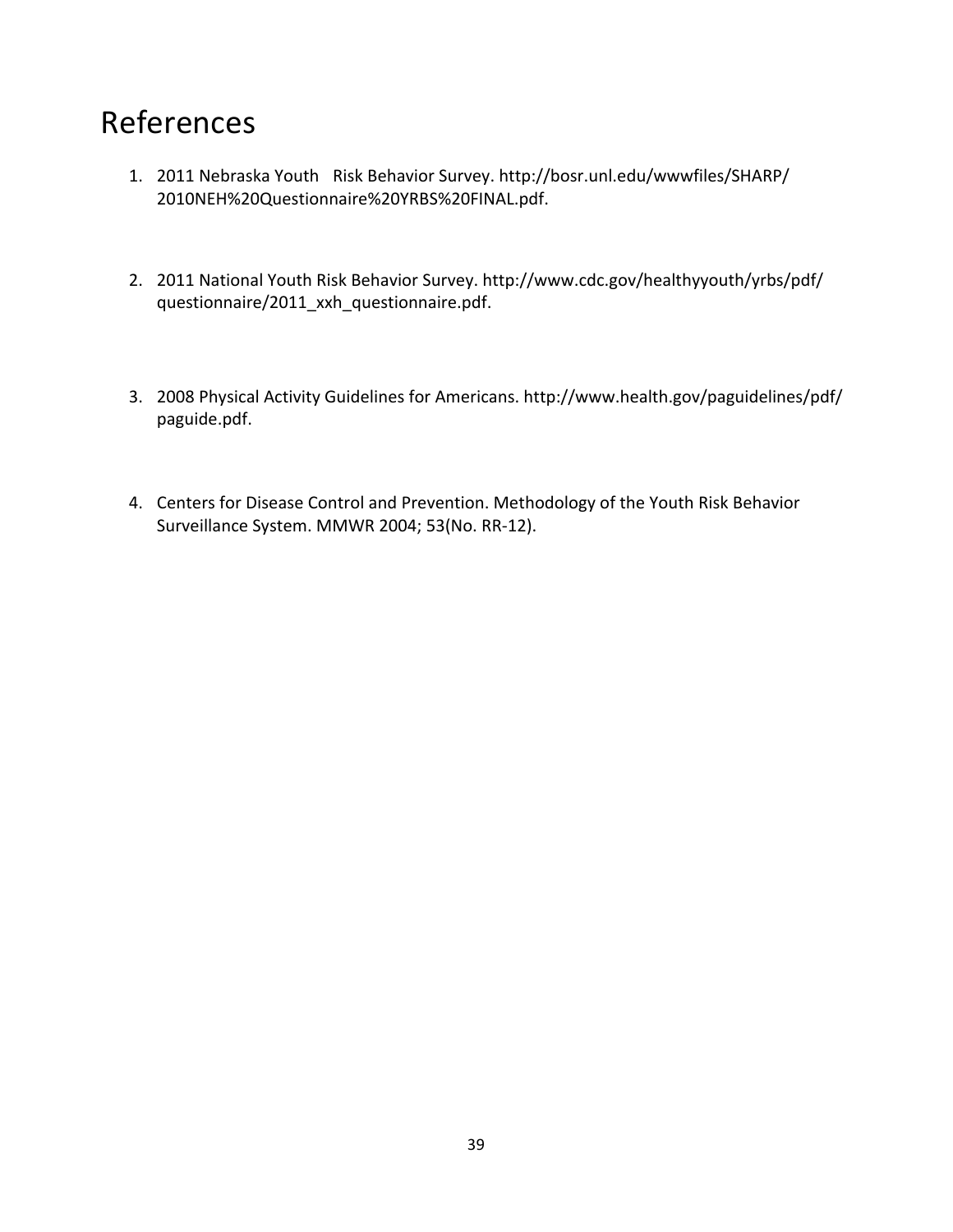# References

1. 2011 Nebraska Youth Risk Behavior Survey. http://bosr.unl.edu/wwwfiles/SHARP/2010NEH%20Questionnaire%20YRBS%20FINAL.pdf.

2. 2011 National Youth Risk Behavior Survey. http://www.cdc.gov/healthyyouth/yrbs/pdf/questionnaire/2011_xxh_questionnaire.pdf.

3. 2008 Physical Activity Guidelines for Americans. http://www.health.gov/paguidelines/pdf/paguide.pdf.

4. Centers for Disease Control and Prevention. Methodology of the Youth Risk Behavior Surveillance System. MMWR 2004; 53(No. RR-12).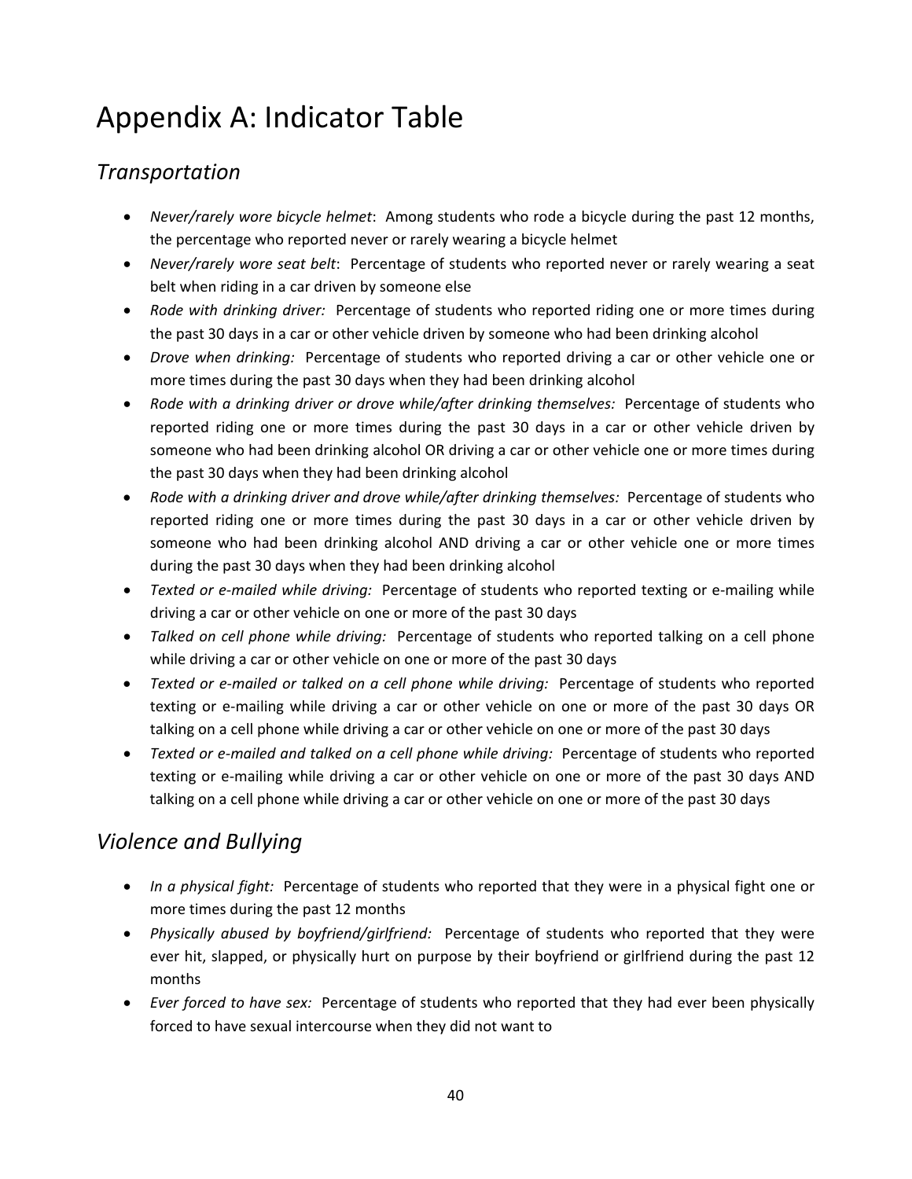# Appendix A: Indicator Table

## *Transportation*

- *Never/rarely wore bicycle helmet*: Among students who rode a bicycle during the past 12 months, the percentage who reported never or rarely wearing a bicycle helmet
- *Never/rarely wore seat belt*: Percentage of students who reported never or rarely wearing a seat belt when riding in a car driven by someone else
- *Rode with drinking driver:* Percentage of students who reported riding one or more times during the past 30 days in a car or other vehicle driven by someone who had been drinking alcohol
- *Drove when drinking:* Percentage of students who reported driving a car or other vehicle one or more times during the past 30 days when they had been drinking alcohol
- *Rode with a drinking driver or drove while/after drinking themselves:* Percentage of students who reported riding one or more times during the past 30 days in a car or other vehicle driven by someone who had been drinking alcohol OR driving a car or other vehicle one or more times during the past 30 days when they had been drinking alcohol
- *Rode with a drinking driver and drove while/after drinking themselves:* Percentage of students who reported riding one or more times during the past 30 days in a car or other vehicle driven by someone who had been drinking alcohol AND driving a car or other vehicle one or more times during the past 30 days when they had been drinking alcohol
- *Texted or e-mailed while driving:* Percentage of students who reported texting or e-mailing while driving a car or other vehicle on one or more of the past 30 days
- *Talked on cell phone while driving:* Percentage of students who reported talking on a cell phone while driving a car or other vehicle on one or more of the past 30 days
- *Texted or e-mailed or talked on a cell phone while driving:* Percentage of students who reported texting or e-mailing while driving a car or other vehicle on one or more of the past 30 days OR talking on a cell phone while driving a car or other vehicle on one or more of the past 30 days
- *Texted or e-mailed and talked on a cell phone while driving:* Percentage of students who reported texting or e-mailing while driving a car or other vehicle on one or more of the past 30 days AND talking on a cell phone while driving a car or other vehicle on one or more of the past 30 days

## *Violence and Bullying*

- *In a physical fight:* Percentage of students who reported that they were in a physical fight one or more times during the past 12 months
- *Physically abused by boyfriend/girlfriend:* Percentage of students who reported that they were ever hit, slapped, or physically hurt on purpose by their boyfriend or girlfriend during the past 12 months
- *Ever forced to have sex:* Percentage of students who reported that they had ever been physically forced to have sexual intercourse when they did not want to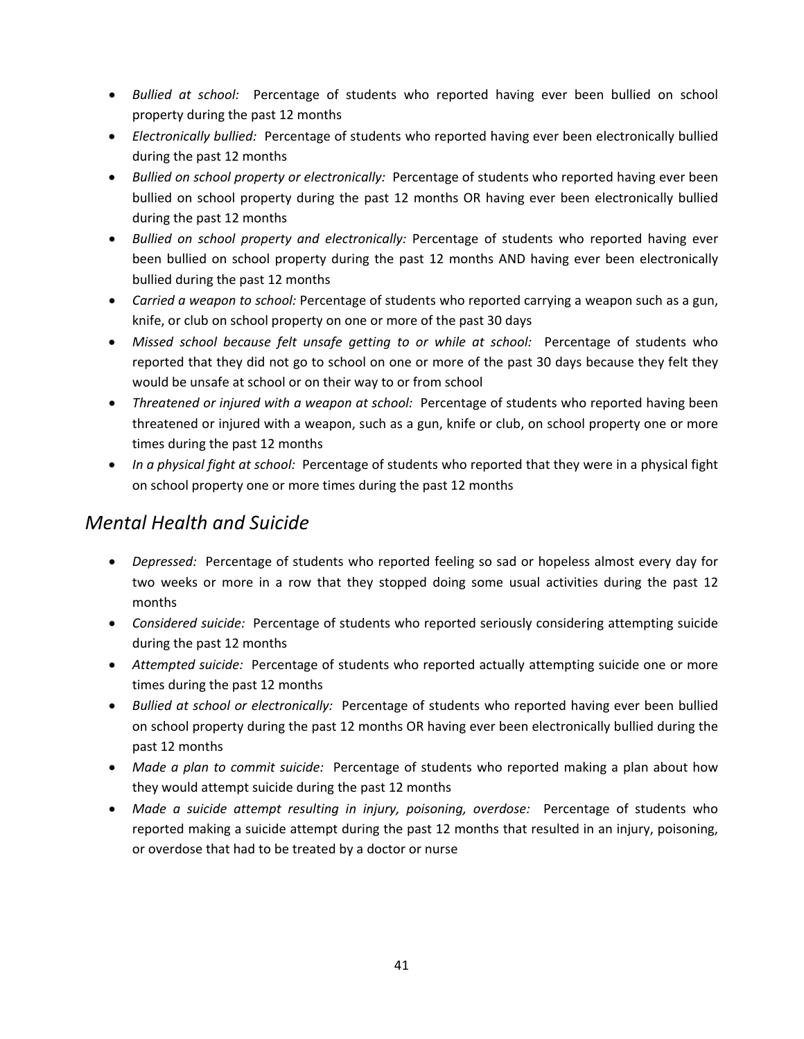- *Bullied at school:* Percentage of students who reported having ever been bullied on school property during the past 12 months
- *Electronically bullied:* Percentage of students who reported having ever been electronically bullied during the past 12 months
- *Bullied on school property or electronically:* Percentage of students who reported having ever been bullied on school property during the past 12 months OR having ever been electronically bullied during the past 12 months
- *Bullied on school property and electronically:* Percentage of students who reported having ever been bullied on school property during the past 12 months AND having ever been electronically bullied during the past 12 months
- *Carried a weapon to school:* Percentage of students who reported carrying a weapon such as a gun, knife, or club on school property on one or more of the past 30 days
- *Missed school because felt unsafe getting to or while at school:* Percentage of students who reported that they did not go to school on one or more of the past 30 days because they felt they would be unsafe at school or on their way to or from school
- *Threatened or injured with a weapon at school:* Percentage of students who reported having been threatened or injured with a weapon, such as a gun, knife or club, on school property one or more times during the past 12 months
- *In a physical fight at school:* Percentage of students who reported that they were in a physical fight on school property one or more times during the past 12 months

## *Mental Health and Suicide*

- *Depressed:* Percentage of students who reported feeling so sad or hopeless almost every day for two weeks or more in a row that they stopped doing some usual activities during the past 12 months
- *Considered suicide:* Percentage of students who reported seriously considering attempting suicide during the past 12 months
- *Attempted suicide:* Percentage of students who reported actually attempting suicide one or more times during the past 12 months
- *Bullied at school or electronically:* Percentage of students who reported having ever been bullied on school property during the past 12 months OR having ever been electronically bullied during the past 12 months
- *Made a plan to commit suicide:* Percentage of students who reported making a plan about how they would attempt suicide during the past 12 months
- *Made a suicide attempt resulting in injury, poisoning, overdose:* Percentage of students who reported making a suicide attempt during the past 12 months that resulted in an injury, poisoning, or overdose that had to be treated by a doctor or nurse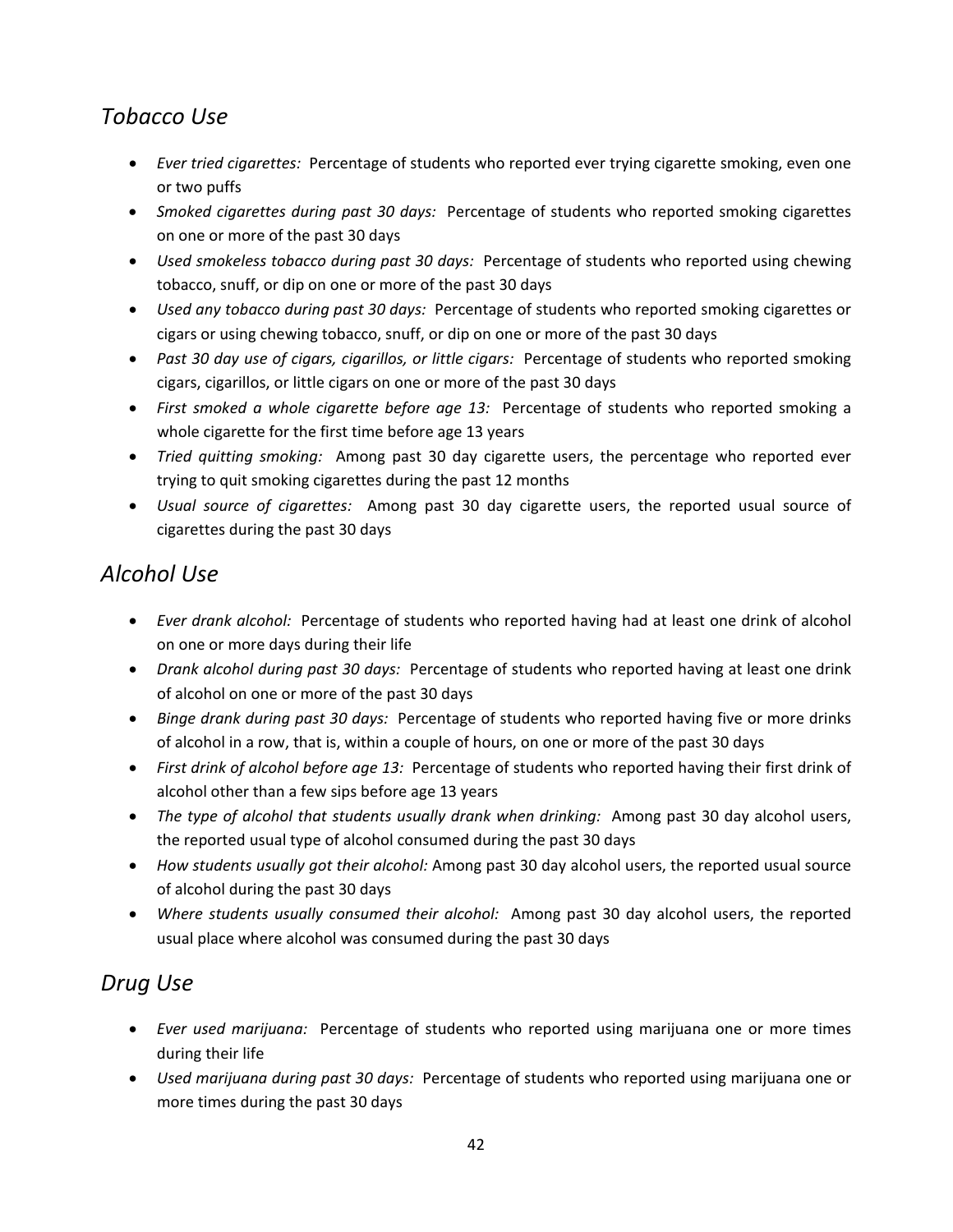## *Tobacco Use*

- *Ever tried cigarettes:* Percentage of students who reported ever trying cigarette smoking, even one or two puffs
- *Smoked cigarettes during past 30 days:* Percentage of students who reported smoking cigarettes on one or more of the past 30 days
- *Used smokeless tobacco during past 30 days:* Percentage of students who reported using chewing tobacco, snuff, or dip on one or more of the past 30 days
- *Used any tobacco during past 30 days:* Percentage of students who reported smoking cigarettes or cigars or using chewing tobacco, snuff, or dip on one or more of the past 30 days
- *Past 30 day use of cigars, cigarillos, or little cigars:* Percentage of students who reported smoking cigars, cigarillos, or little cigars on one or more of the past 30 days
- *First smoked a whole cigarette before age 13:* Percentage of students who reported smoking a whole cigarette for the first time before age 13 years
- *Tried quitting smoking:* Among past 30 day cigarette users, the percentage who reported ever trying to quit smoking cigarettes during the past 12 months
- *Usual source of cigarettes:* Among past 30 day cigarette users, the reported usual source of cigarettes during the past 30 days

## *Alcohol Use*

- *Ever drank alcohol:* Percentage of students who reported having had at least one drink of alcohol on one or more days during their life
- *Drank alcohol during past 30 days:* Percentage of students who reported having at least one drink of alcohol on one or more of the past 30 days
- *Binge drank during past 30 days:* Percentage of students who reported having five or more drinks of alcohol in a row, that is, within a couple of hours, on one or more of the past 30 days
- *First drink of alcohol before age 13:* Percentage of students who reported having their first drink of alcohol other than a few sips before age 13 years
- *The type of alcohol that students usually drank when drinking:* Among past 30 day alcohol users, the reported usual type of alcohol consumed during the past 30 days
- *How students usually got their alcohol:* Among past 30 day alcohol users, the reported usual source of alcohol during the past 30 days
- *Where students usually consumed their alcohol:* Among past 30 day alcohol users, the reported usual place where alcohol was consumed during the past 30 days

## *Drug Use*

- *Ever used marijuana:* Percentage of students who reported using marijuana one or more times during their life
- *Used marijuana during past 30 days:* Percentage of students who reported using marijuana one or more times during the past 30 days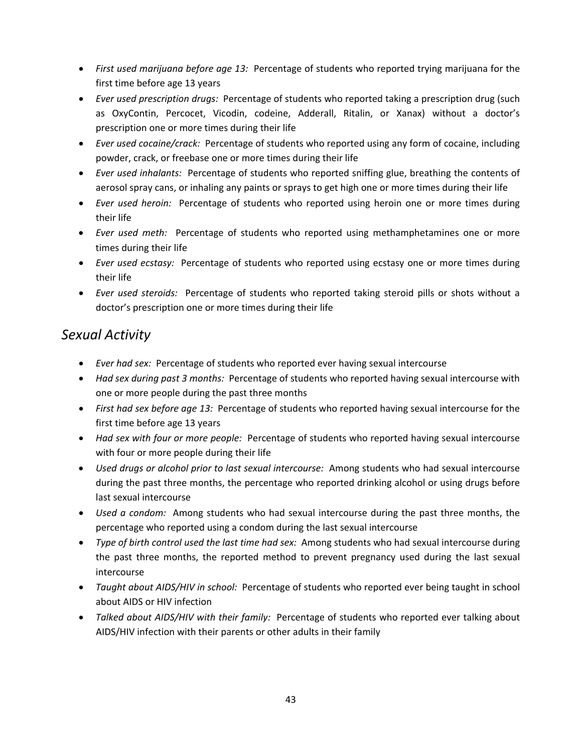- *First used marijuana before age 13:* Percentage of students who reported trying marijuana for the first time before age 13 years
- *Ever used prescription drugs:* Percentage of students who reported taking a prescription drug (such as OxyContin, Percocet, Vicodin, codeine, Adderall, Ritalin, or Xanax) without a doctor's prescription one or more times during their life
- *Ever used cocaine/crack:* Percentage of students who reported using any form of cocaine, including powder, crack, or freebase one or more times during their life
- *Ever used inhalants:* Percentage of students who reported sniffing glue, breathing the contents of aerosol spray cans, or inhaling any paints or sprays to get high one or more times during their life
- *Ever used heroin:* Percentage of students who reported using heroin one or more times during their life
- *Ever used meth:* Percentage of students who reported using methamphetamines one or more times during their life
- *Ever used ecstasy:* Percentage of students who reported using ecstasy one or more times during their life
- *Ever used steroids:* Percentage of students who reported taking steroid pills or shots without a doctor's prescription one or more times during their life

## *Sexual Activity*

- *Ever had sex:* Percentage of students who reported ever having sexual intercourse
- *Had sex during past 3 months:* Percentage of students who reported having sexual intercourse with one or more people during the past three months
- *First had sex before age 13:* Percentage of students who reported having sexual intercourse for the first time before age 13 years
- *Had sex with four or more people:* Percentage of students who reported having sexual intercourse with four or more people during their life
- *Used drugs or alcohol prior to last sexual intercourse:* Among students who had sexual intercourse during the past three months, the percentage who reported drinking alcohol or using drugs before last sexual intercourse
- *Used a condom:* Among students who had sexual intercourse during the past three months, the percentage who reported using a condom during the last sexual intercourse
- *Type of birth control used the last time had sex:* Among students who had sexual intercourse during the past three months, the reported method to prevent pregnancy used during the last sexual intercourse
- *Taught about AIDS/HIV in school:* Percentage of students who reported ever being taught in school about AIDS or HIV infection
- *Talked about AIDS/HIV with their family:* Percentage of students who reported ever talking about AIDS/HIV infection with their parents or other adults in their family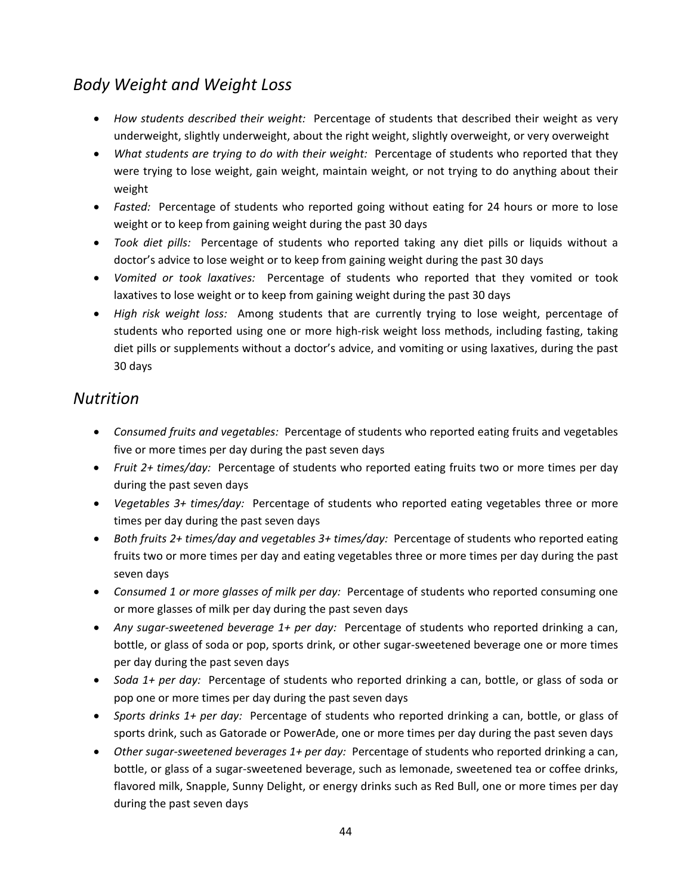## *Body Weight and Weight Loss*

- *How students described their weight:* Percentage of students that described their weight as very underweight, slightly underweight, about the right weight, slightly overweight, or very overweight
- *What students are trying to do with their weight:* Percentage of students who reported that they were trying to lose weight, gain weight, maintain weight, or not trying to do anything about their weight
- *Fasted:* Percentage of students who reported going without eating for 24 hours or more to lose weight or to keep from gaining weight during the past 30 days
- *Took diet pills:* Percentage of students who reported taking any diet pills or liquids without a doctor's advice to lose weight or to keep from gaining weight during the past 30 days
- *Vomited or took laxatives:* Percentage of students who reported that they vomited or took laxatives to lose weight or to keep from gaining weight during the past 30 days
- *High risk weight loss:* Among students that are currently trying to lose weight, percentage of students who reported using one or more high-risk weight loss methods, including fasting, taking diet pills or supplements without a doctor's advice, and vomiting or using laxatives, during the past 30 days

## *Nutrition*

- *Consumed fruits and vegetables:* Percentage of students who reported eating fruits and vegetables five or more times per day during the past seven days
- *Fruit 2+ times/day:* Percentage of students who reported eating fruits two or more times per day during the past seven days
- *Vegetables 3+ times/day:* Percentage of students who reported eating vegetables three or more times per day during the past seven days
- *Both fruits 2+ times/day and vegetables 3+ times/day:* Percentage of students who reported eating fruits two or more times per day and eating vegetables three or more times per day during the past seven days
- *Consumed 1 or more glasses of milk per day:* Percentage of students who reported consuming one or more glasses of milk per day during the past seven days
- *Any sugar-sweetened beverage 1+ per day:* Percentage of students who reported drinking a can, bottle, or glass of soda or pop, sports drink, or other sugar-sweetened beverage one or more times per day during the past seven days
- *Soda 1+ per day:* Percentage of students who reported drinking a can, bottle, or glass of soda or pop one or more times per day during the past seven days
- *Sports drinks 1+ per day:* Percentage of students who reported drinking a can, bottle, or glass of sports drink, such as Gatorade or PowerAde, one or more times per day during the past seven days
- *Other sugar-sweetened beverages 1+ per day:* Percentage of students who reported drinking a can, bottle, or glass of a sugar-sweetened beverage, such as lemonade, sweetened tea or coffee drinks, flavored milk, Snapple, Sunny Delight, or energy drinks such as Red Bull, one or more times per day during the past seven days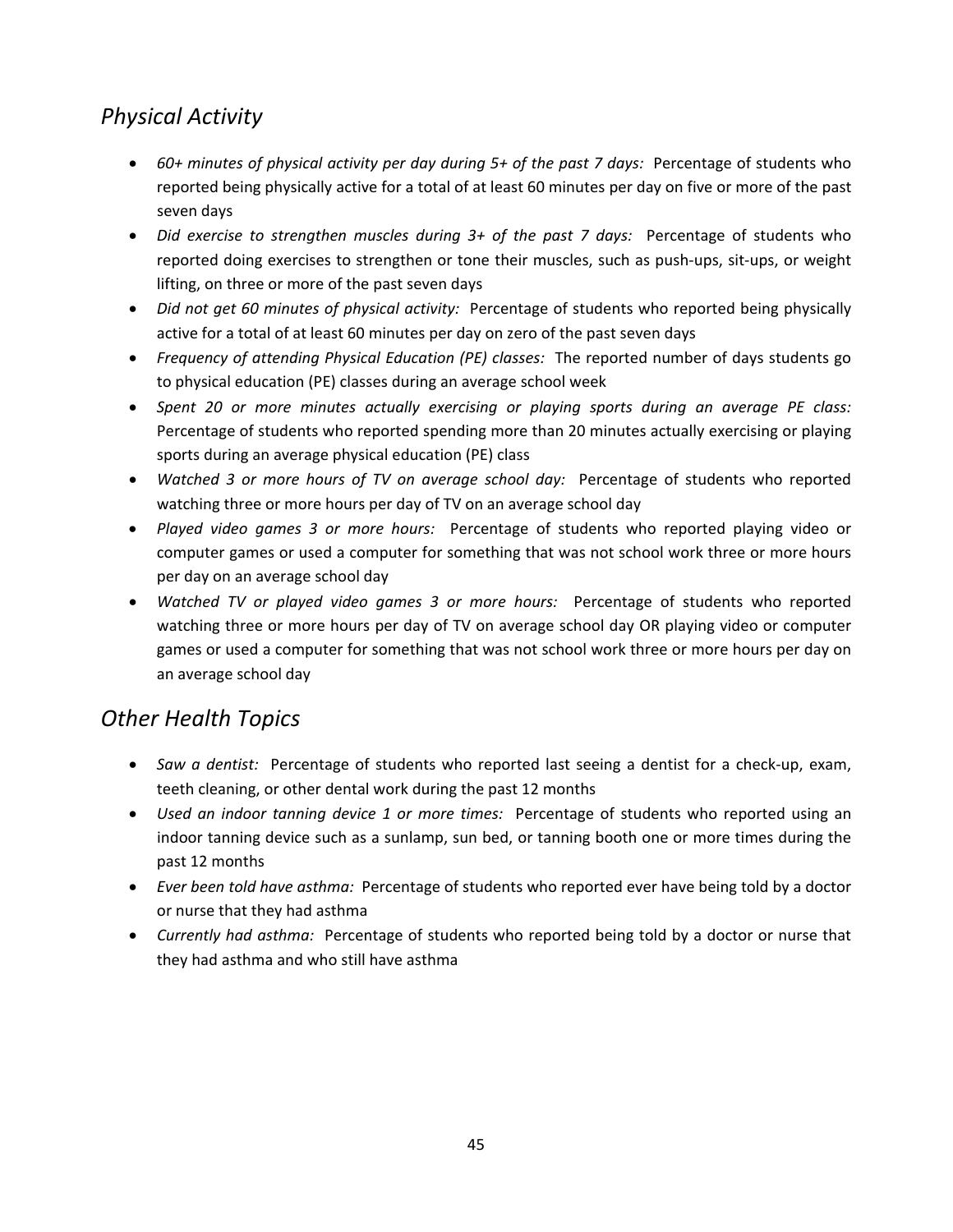## *Physical Activity*

- *60+ minutes of physical activity per day during 5+ of the past 7 days:* Percentage of students who reported being physically active for a total of at least 60 minutes per day on five or more of the past seven days
- *Did exercise to strengthen muscles during 3+ of the past 7 days:* Percentage of students who reported doing exercises to strengthen or tone their muscles, such as push-ups, sit-ups, or weight lifting, on three or more of the past seven days
- *Did not get 60 minutes of physical activity:* Percentage of students who reported being physically active for a total of at least 60 minutes per day on zero of the past seven days
- *Frequency of attending Physical Education (PE) classes:* The reported number of days students go to physical education (PE) classes during an average school week
- *Spent 20 or more minutes actually exercising or playing sports during an average PE class:* Percentage of students who reported spending more than 20 minutes actually exercising or playing sports during an average physical education (PE) class
- *Watched 3 or more hours of TV on average school day:* Percentage of students who reported watching three or more hours per day of TV on an average school day
- *Played video games 3 or more hours:* Percentage of students who reported playing video or computer games or used a computer for something that was not school work three or more hours per day on an average school day
- *Watched TV or played video games 3 or more hours:* Percentage of students who reported watching three or more hours per day of TV on average school day OR playing video or computer games or used a computer for something that was not school work three or more hours per day on an average school day

## *Other Health Topics*

- *Saw a dentist:* Percentage of students who reported last seeing a dentist for a check-up, exam, teeth cleaning, or other dental work during the past 12 months
- *Used an indoor tanning device 1 or more times:* Percentage of students who reported using an indoor tanning device such as a sunlamp, sun bed, or tanning booth one or more times during the past 12 months
- *Ever been told have asthma:* Percentage of students who reported ever have being told by a doctor or nurse that they had asthma
- *Currently had asthma:* Percentage of students who reported being told by a doctor or nurse that they had asthma and who still have asthma